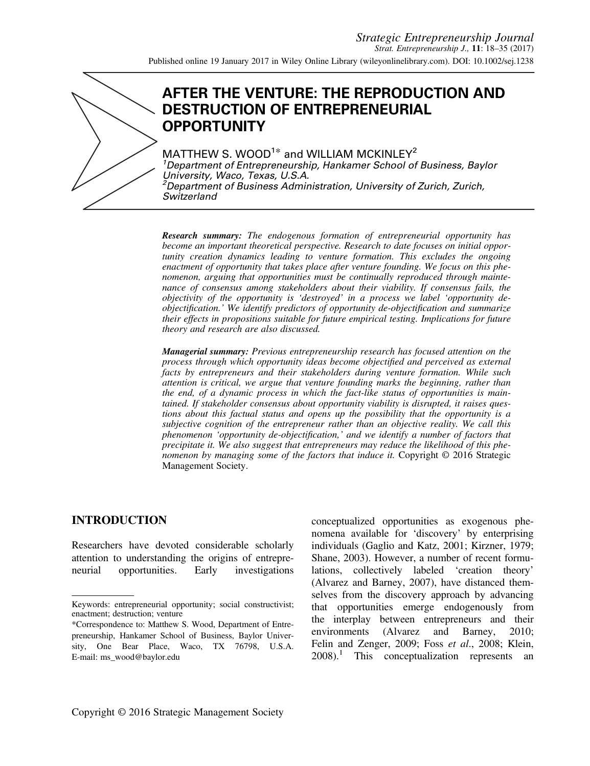# AFTER THE VENTURE: THE REPRODUCTION AND DESTRUCTION OF ENTREPRENEURIAL OPPORTUNITY

MATTHEW S. WOOD[1]* and WILLIAM MCKINLEY[2]

[1]*Department of Entrepreneurship, Hankamer School of Business, Baylor University, Waco, Texas, U.S.A.*

[2]*Department of Business Administration, University of Zurich, Zurich, Switzerland*

***Research summary:*** *The endogenous formation of entrepreneurial opportunity has become an important theoretical perspective. Research to date focuses on initial opportunity creation dynamics leading to venture formation. This excludes the ongoing enactment of opportunity that takes place after venture founding. We focus on this phenomenon, arguing that opportunities must be continually reproduced through maintenance of consensus among stakeholders about their viability. If consensus fails, the objectivity of the opportunity is 'destroyed' in a process we label 'opportunity de-objectification.' We identify predictors of opportunity de-objectification and summarize their effects in propositions suitable for future empirical testing. Implications for future theory and research are also discussed.*

***Managerial summary:*** *Previous entrepreneurship research has focused attention on the process through which opportunity ideas become objectified and perceived as external facts by entrepreneurs and their stakeholders during venture formation. While such attention is critical, we argue that venture founding marks the beginning, rather than the end, of a dynamic process in which the fact-like status of opportunities is maintained. If stakeholder consensus about opportunity viability is disrupted, it raises questions about this factual status and opens up the possibility that the opportunity is a subjective cognition of the entrepreneur rather than an objective reality. We call this phenomenon 'opportunity de-objectification,' and we identify a number of factors that precipitate it. We also suggest that entrepreneurs may reduce the likelihood of this phenomenon by managing some of the factors that induce it.* Copyright © 2016 Strategic Management Society.

## INTRODUCTION

Researchers have devoted considerable scholarly attention to understanding the origins of entrepreneurial opportunities. Early investigations conceptualized opportunities as exogenous phenomena available for 'discovery' by enterprising individuals (Gaglio and Katz, 2001; Kirzner, 1979; Shane, 2003). However, a number of recent formulations, collectively labeled 'creation theory' (Alvarez and Barney, 2007), have distanced themselves from the discovery approach by advancing that opportunities emerge endogenously from the interplay between entrepreneurs and their environments (Alvarez and Barney, 2010; Felin and Zenger, 2009; Foss *et al*., 2008; Klein, 2008).[1] This conceptualization represents an

---

Keywords: entrepreneurial opportunity; social constructivist; enactment; destruction; venture

*Correspondence to: Matthew S. Wood, Department of Entrepreneurship, Hankamer School of Business, Baylor University, One Bear Place, Waco, TX 76798, U.S.A. E-mail: ms_wood@baylor.edu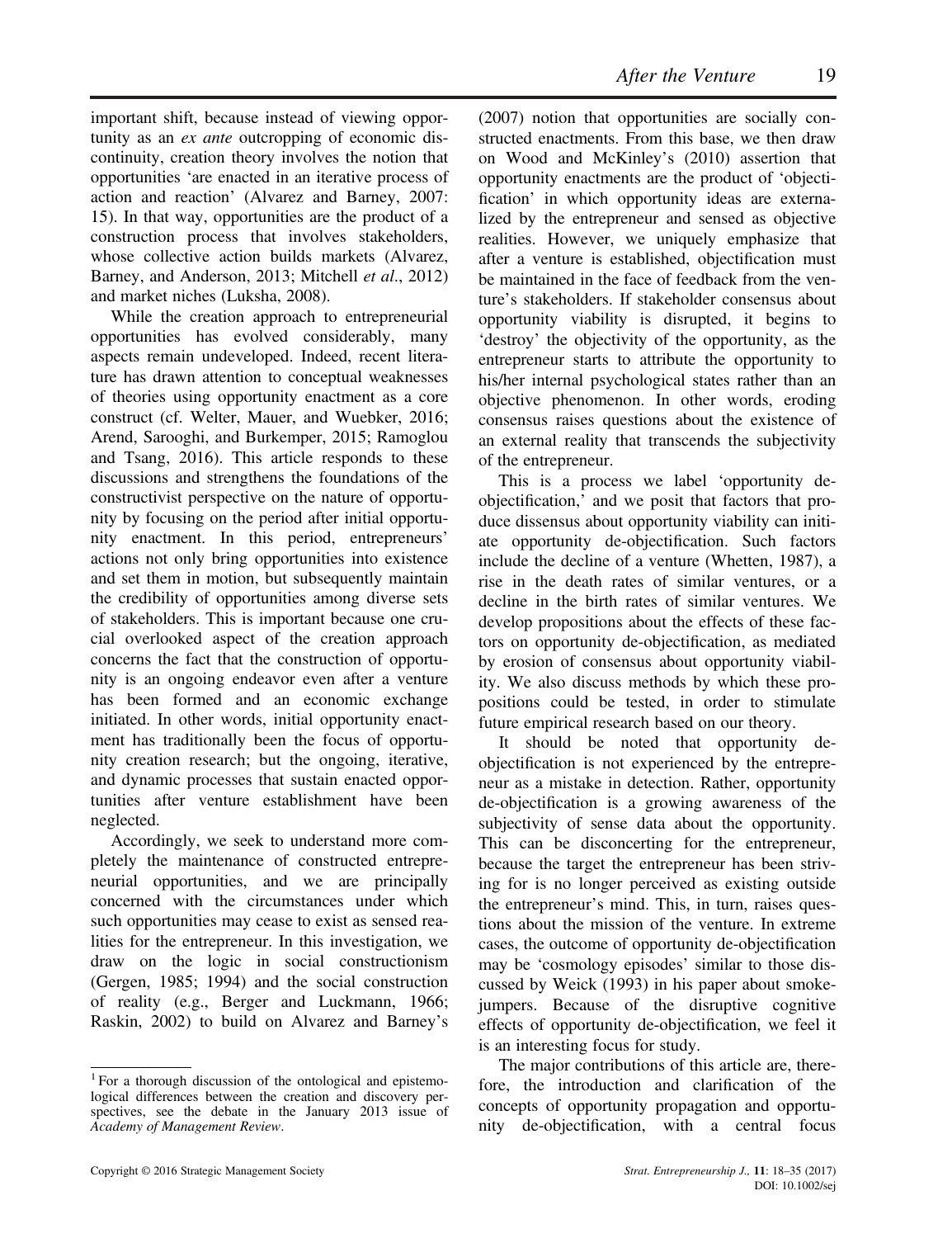important shift, because instead of viewing opportunity as an *ex ante* outcropping of economic discontinuity, creation theory involves the notion that opportunities 'are enacted in an iterative process of action and reaction' (Alvarez and Barney, 2007: 15). In that way, opportunities are the product of a construction process that involves stakeholders, whose collective action builds markets (Alvarez, Barney, and Anderson, 2013; Mitchell *et al*., 2012) and market niches (Luksha, 2008).

While the creation approach to entrepreneurial opportunities has evolved considerably, many aspects remain undeveloped. Indeed, recent literature has drawn attention to conceptual weaknesses of theories using opportunity enactment as a core construct (cf. Welter, Mauer, and Wuebker, 2016; Arend, Sarooghi, and Burkemper, 2015; Ramoglou and Tsang, 2016). This article responds to these discussions and strengthens the foundations of the constructivist perspective on the nature of opportunity by focusing on the period after initial opportunity enactment. In this period, entrepreneurs' actions not only bring opportunities into existence and set them in motion, but subsequently maintain the credibility of opportunities among diverse sets of stakeholders. This is important because one crucial overlooked aspect of the creation approach concerns the fact that the construction of opportunity is an ongoing endeavor even after a venture has been formed and an economic exchange initiated. In other words, initial opportunity enactment has traditionally been the focus of opportunity creation research; but the ongoing, iterative, and dynamic processes that sustain enacted opportunities after venture establishment have been neglected.

Accordingly, we seek to understand more completely the maintenance of constructed entrepreneurial opportunities, and we are principally concerned with the circumstances under which such opportunities may cease to exist as sensed realities for the entrepreneur. In this investigation, we draw on the logic in social constructionism (Gergen, 1985; 1994) and the social construction of reality (e.g., Berger and Luckmann, 1966; Raskin, 2002) to build on Alvarez and Barney's (2007) notion that opportunities are socially constructed enactments. From this base, we then draw on Wood and McKinley's (2010) assertion that opportunity enactments are the product of 'objectification' in which opportunity ideas are externalized by the entrepreneur and sensed as objective realities. However, we uniquely emphasize that after a venture is established, objectification must be maintained in the face of feedback from the venture's stakeholders. If stakeholder consensus about opportunity viability is disrupted, it begins to 'destroy' the objectivity of the opportunity, as the entrepreneur starts to attribute the opportunity to his/her internal psychological states rather than an objective phenomenon. In other words, eroding consensus raises questions about the existence of an external reality that transcends the subjectivity of the entrepreneur.

This is a process we label 'opportunity de-objectification,' and we posit that factors that produce dissensus about opportunity viability can initiate opportunity de-objectification. Such factors include the decline of a venture (Whetten, 1987), a rise in the death rates of similar ventures, or a decline in the birth rates of similar ventures. We develop propositions about the effects of these factors on opportunity de-objectification, as mediated by erosion of consensus about opportunity viability. We also discuss methods by which these propositions could be tested, in order to stimulate future empirical research based on our theory.

It should be noted that opportunity de-objectification is not experienced by the entrepreneur as a mistake in detection. Rather, opportunity de-objectification is a growing awareness of the subjectivity of sense data about the opportunity. This can be disconcerting for the entrepreneur, because the target the entrepreneur has been striving for is no longer perceived as existing outside the entrepreneur's mind. This, in turn, raises questions about the mission of the venture. In extreme cases, the outcome of opportunity de-objectification may be 'cosmology episodes' similar to those discussed by Weick (1993) in his paper about smokejumpers. Because of the disruptive cognitive effects of opportunity de-objectification, we feel it is an interesting focus for study.

The major contributions of this article are, therefore, the introduction and clarification of the concepts of opportunity propagation and opportunity de-objectification, with a central focus

[1] For a thorough discussion of the ontological and epistemological differences between the creation and discovery perspectives, see the debate in the January 2013 issue of *Academy of Management Review*.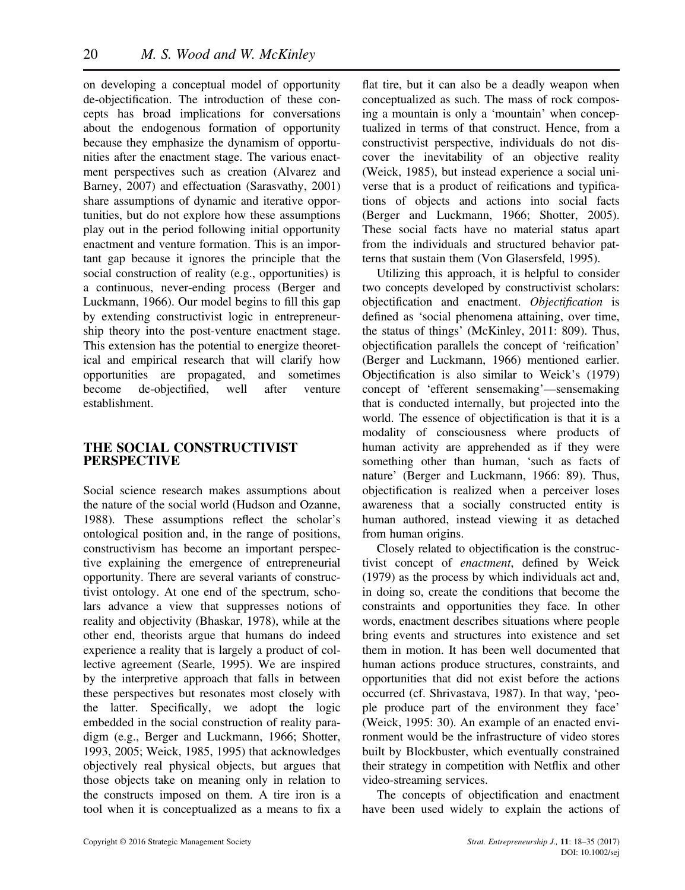on developing a conceptual model of opportunity de-objectification. The introduction of these concepts has broad implications for conversations about the endogenous formation of opportunity because they emphasize the dynamism of opportunities after the enactment stage. The various enactment perspectives such as creation (Alvarez and Barney, 2007) and effectuation (Sarasvathy, 2001) share assumptions of dynamic and iterative opportunities, but do not explore how these assumptions play out in the period following initial opportunity enactment and venture formation. This is an important gap because it ignores the principle that the social construction of reality (e.g., opportunities) is a continuous, never-ending process (Berger and Luckmann, 1966). Our model begins to fill this gap by extending constructivist logic in entrepreneurship theory into the post-venture enactment stage. This extension has the potential to energize theoretical and empirical research that will clarify how opportunities are propagated, and sometimes become de-objectified, well after venture establishment.

## THE SOCIAL CONSTRUCTIVIST PERSPECTIVE

Social science research makes assumptions about the nature of the social world (Hudson and Ozanne, 1988). These assumptions reflect the scholar's ontological position and, in the range of positions, constructivism has become an important perspective explaining the emergence of entrepreneurial opportunity. There are several variants of constructivist ontology. At one end of the spectrum, scholars advance a view that suppresses notions of reality and objectivity (Bhaskar, 1978), while at the other end, theorists argue that humans do indeed experience a reality that is largely a product of collective agreement (Searle, 1995). We are inspired by the interpretive approach that falls in between these perspectives but resonates most closely with the latter. Specifically, we adopt the logic embedded in the social construction of reality paradigm (e.g., Berger and Luckmann, 1966; Shotter, 1993, 2005; Weick, 1985, 1995) that acknowledges objectively real physical objects, but argues that those objects take on meaning only in relation to the constructs imposed on them. A tire iron is a tool when it is conceptualized as a means to fix a flat tire, but it can also be a deadly weapon when conceptualized as such. The mass of rock composing a mountain is only a 'mountain' when conceptualized in terms of that construct. Hence, from a constructivist perspective, individuals do not discover the inevitability of an objective reality (Weick, 1985), but instead experience a social universe that is a product of reifications and typifications of objects and actions into social facts (Berger and Luckmann, 1966; Shotter, 2005). These social facts have no material status apart from the individuals and structured behavior patterns that sustain them (Von Glasersfeld, 1995).

Utilizing this approach, it is helpful to consider two concepts developed by constructivist scholars: objectification and enactment. *Objectification* is defined as 'social phenomena attaining, over time, the status of things' (McKinley, 2011: 809). Thus, objectification parallels the concept of 'reification' (Berger and Luckmann, 1966) mentioned earlier. Objectification is also similar to Weick's (1979) concept of 'efferent sensemaking'—sensemaking that is conducted internally, but projected into the world. The essence of objectification is that it is a modality of consciousness where products of human activity are apprehended as if they were something other than human, 'such as facts of nature' (Berger and Luckmann, 1966: 89). Thus, objectification is realized when a perceiver loses awareness that a socially constructed entity is human authored, instead viewing it as detached from human origins.

Closely related to objectification is the constructivist concept of *enactment*, defined by Weick (1979) as the process by which individuals act and, in doing so, create the conditions that become the constraints and opportunities they face. In other words, enactment describes situations where people bring events and structures into existence and set them in motion. It has been well documented that human actions produce structures, constraints, and opportunities that did not exist before the actions occurred (cf. Shrivastava, 1987). In that way, 'people produce part of the environment they face' (Weick, 1995: 30). An example of an enacted environment would be the infrastructure of video stores built by Blockbuster, which eventually constrained their strategy in competition with Netflix and other video-streaming services.

The concepts of objectification and enactment have been used widely to explain the actions of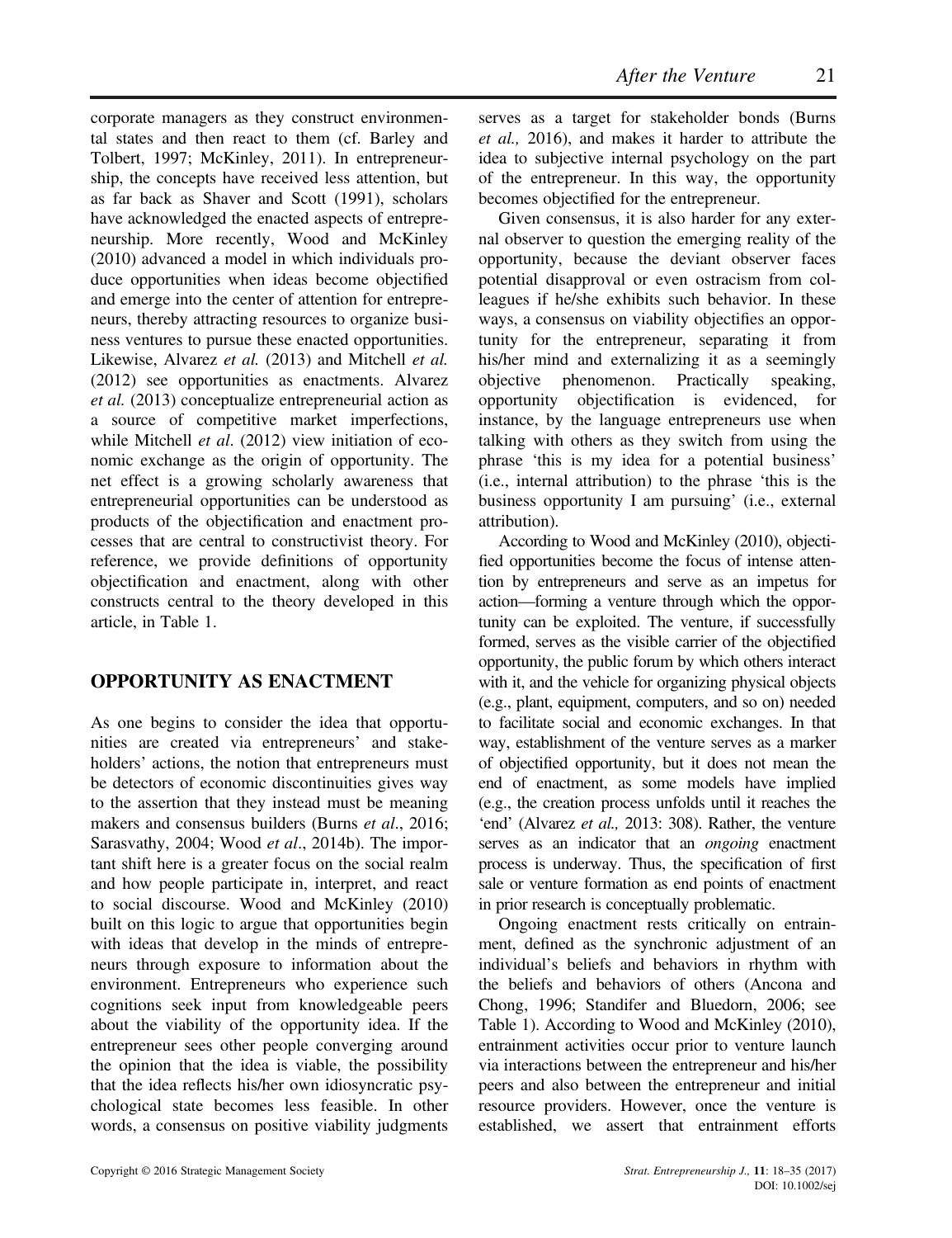corporate managers as they construct environmental states and then react to them (cf. Barley and Tolbert, 1997; McKinley, 2011). In entrepreneurship, the concepts have received less attention, but as far back as Shaver and Scott (1991), scholars have acknowledged the enacted aspects of entrepreneurship. More recently, Wood and McKinley (2010) advanced a model in which individuals produce opportunities when ideas become objectified and emerge into the center of attention for entrepreneurs, thereby attracting resources to organize business ventures to pursue these enacted opportunities. Likewise, Alvarez *et al.* (2013) and Mitchell *et al.* (2012) see opportunities as enactments. Alvarez *et al.* (2013) conceptualize entrepreneurial action as a source of competitive market imperfections, while Mitchell *et al.* (2012) view initiation of economic exchange as the origin of opportunity. The net effect is a growing scholarly awareness that entrepreneurial opportunities can be understood as products of the objectification and enactment processes that are central to constructivist theory. For reference, we provide definitions of opportunity objectification and enactment, along with other constructs central to the theory developed in this article, in Table 1.

## OPPORTUNITY AS ENACTMENT

As one begins to consider the idea that opportunities are created via entrepreneurs' and stakeholders' actions, the notion that entrepreneurs must be detectors of economic discontinuities gives way to the assertion that they instead must be meaning makers and consensus builders (Burns *et al*., 2016; Sarasvathy, 2004; Wood *et al*., 2014b). The important shift here is a greater focus on the social realm and how people participate in, interpret, and react to social discourse. Wood and McKinley (2010) built on this logic to argue that opportunities begin with ideas that develop in the minds of entrepreneurs through exposure to information about the environment. Entrepreneurs who experience such cognitions seek input from knowledgeable peers about the viability of the opportunity idea. If the entrepreneur sees other people converging around the opinion that the idea is viable, the possibility that the idea reflects his/her own idiosyncratic psychological state becomes less feasible. In other words, a consensus on positive viability judgments serves as a target for stakeholder bonds (Burns *et al.,* 2016), and makes it harder to attribute the idea to subjective internal psychology on the part of the entrepreneur. In this way, the opportunity becomes objectified for the entrepreneur.

Given consensus, it is also harder for any external observer to question the emerging reality of the opportunity, because the deviant observer faces potential disapproval or even ostracism from colleagues if he/she exhibits such behavior. In these ways, a consensus on viability objectifies an opportunity for the entrepreneur, separating it from his/her mind and externalizing it as a seemingly objective phenomenon. Practically speaking, opportunity objectification is evidenced, for instance, by the language entrepreneurs use when talking with others as they switch from using the phrase 'this is my idea for a potential business' (i.e., internal attribution) to the phrase 'this is the business opportunity I am pursuing' (i.e., external attribution).

According to Wood and McKinley (2010), objectified opportunities become the focus of intense attention by entrepreneurs and serve as an impetus for action—forming a venture through which the opportunity can be exploited. The venture, if successfully formed, serves as the visible carrier of the objectified opportunity, the public forum by which others interact with it, and the vehicle for organizing physical objects (e.g., plant, equipment, computers, and so on) needed to facilitate social and economic exchanges. In that way, establishment of the venture serves as a marker of objectified opportunity, but it does not mean the end of enactment, as some models have implied (e.g., the creation process unfolds until it reaches the 'end' (Alvarez *et al.,* 2013: 308). Rather, the venture serves as an indicator that an *ongoing* enactment process is underway. Thus, the specification of first sale or venture formation as end points of enactment in prior research is conceptually problematic.

Ongoing enactment rests critically on entrainment, defined as the synchronic adjustment of an individual's beliefs and behaviors in rhythm with the beliefs and behaviors of others (Ancona and Chong, 1996; Standifer and Bluedorn, 2006; see Table 1). According to Wood and McKinley (2010), entrainment activities occur prior to venture launch via interactions between the entrepreneur and his/her peers and also between the entrepreneur and initial resource providers. However, once the venture is established, we assert that entrainment efforts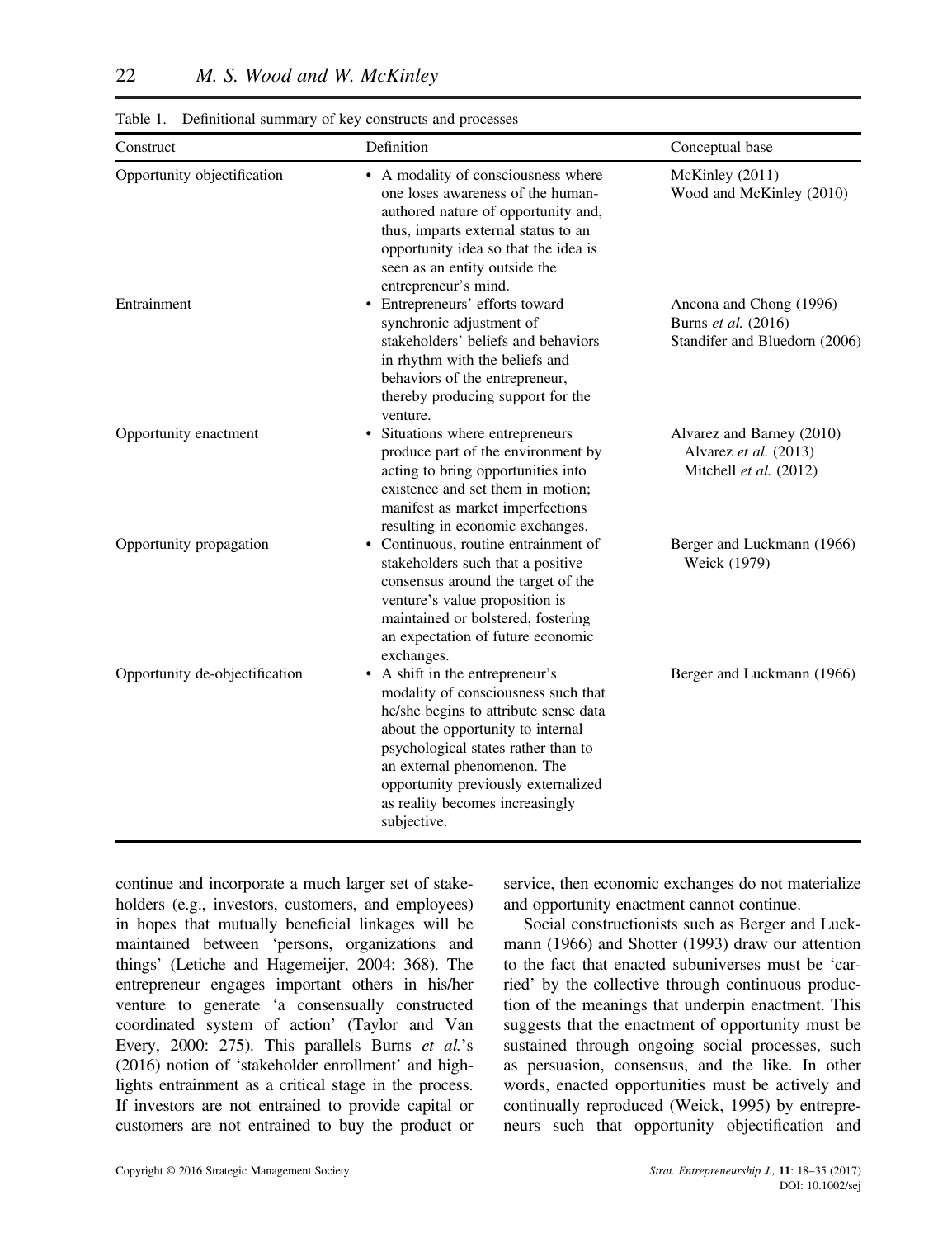Table 1. Definitional summary of key constructs and processes

| Construct | Definition | Conceptual base |
|---|---|---|
| Opportunity objectification | • A modality of consciousness where one loses awareness of the human-authored nature of opportunity and, thus, imparts external status to an opportunity idea so that the idea is seen as an entity outside the entrepreneur's mind. | McKinley (2011)<br>Wood and McKinley (2010) |
| Entrainment | • Entrepreneurs' efforts toward synchronic adjustment of stakeholders' beliefs and behaviors in rhythm with the beliefs and behaviors of the entrepreneur, thereby producing support for the venture. | Ancona and Chong (1996)<br>Burns *et al.* (2016)<br>Standifer and Bluedorn (2006) |
| Opportunity enactment | • Situations where entrepreneurs produce part of the environment by acting to bring opportunities into existence and set them in motion; manifest as market imperfections resulting in economic exchanges. | Alvarez and Barney (2010)<br>Alvarez *et al.* (2013)<br>Mitchell *et al.* (2012) |
| Opportunity propagation | • Continuous, routine entrainment of stakeholders such that a positive consensus around the target of the venture's value proposition is maintained or bolstered, fostering an expectation of future economic exchanges. | Berger and Luckmann (1966)<br>Weick (1979) |
| Opportunity de-objectification | • A shift in the entrepreneur's modality of consciousness such that he/she begins to attribute sense data about the opportunity to internal psychological states rather than to an external phenomenon. The opportunity previously externalized as reality becomes increasingly subjective. | Berger and Luckmann (1966) |

continue and incorporate a much larger set of stakeholders (e.g., investors, customers, and employees) in hopes that mutually beneficial linkages will be maintained between 'persons, organizations and things' (Letiche and Hagemeijer, 2004: 368). The entrepreneur engages important others in his/her venture to generate 'a consensually constructed coordinated system of action' (Taylor and Van Every, 2000: 275). This parallels Burns *et al.*'s (2016) notion of 'stakeholder enrollment' and highlights entrainment as a critical stage in the process. If investors are not entrained to provide capital or customers are not entrained to buy the product or service, then economic exchanges do not materialize and opportunity enactment cannot continue.

Social constructionists such as Berger and Luckmann (1966) and Shotter (1993) draw our attention to the fact that enacted subuniverses must be 'carried' by the collective through continuous production of the meanings that underpin enactment. This suggests that the enactment of opportunity must be sustained through ongoing social processes, such as persuasion, consensus, and the like. In other words, enacted opportunities must be actively and continually reproduced (Weick, 1995) by entrepreneurs such that opportunity objectification and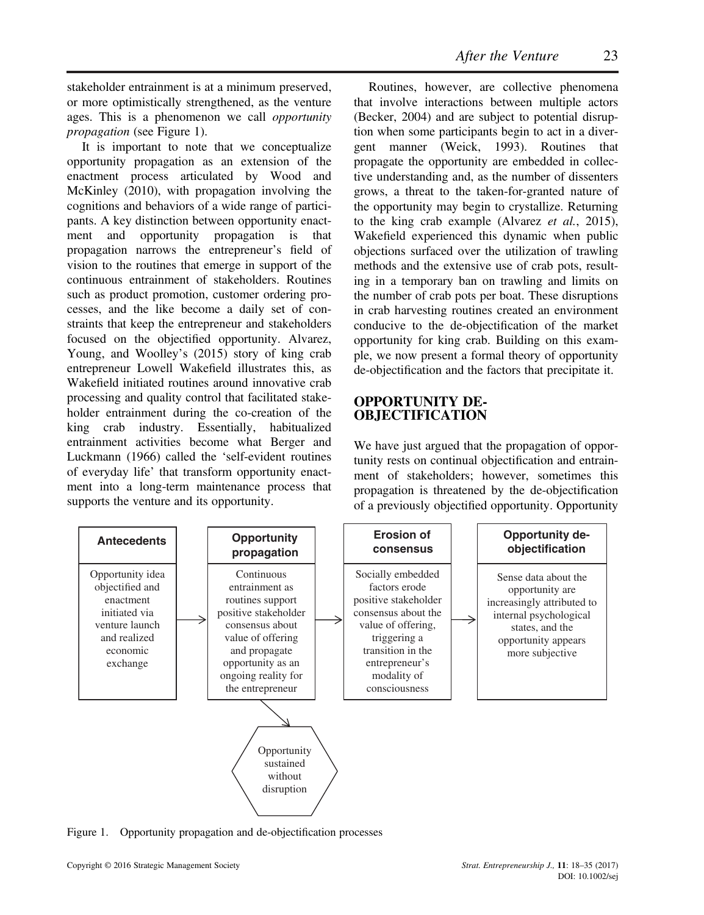stakeholder entrainment is at a minimum preserved, or more optimistically strengthened, as the venture ages. This is a phenomenon we call *opportunity propagation* (see Figure 1).

It is important to note that we conceptualize opportunity propagation as an extension of the enactment process articulated by Wood and McKinley (2010), with propagation involving the cognitions and behaviors of a wide range of participants. A key distinction between opportunity enactment and opportunity propagation is that propagation narrows the entrepreneur's field of vision to the routines that emerge in support of the continuous entrainment of stakeholders. Routines such as product promotion, customer ordering processes, and the like become a daily set of constraints that keep the entrepreneur and stakeholders focused on the objectified opportunity. Alvarez, Young, and Woolley's (2015) story of king crab entrepreneur Lowell Wakefield illustrates this, as Wakefield initiated routines around innovative crab processing and quality control that facilitated stakeholder entrainment during the co-creation of the king crab industry. Essentially, habitualized entrainment activities become what Berger and Luckmann (1966) called the 'self-evident routines of everyday life' that transform opportunity enactment into a long-term maintenance process that supports the venture and its opportunity.

Routines, however, are collective phenomena that involve interactions between multiple actors (Becker, 2004) and are subject to potential disruption when some participants begin to act in a divergent manner (Weick, 1993). Routines that propagate the opportunity are embedded in collective understanding and, as the number of dissenters grows, a threat to the taken-for-granted nature of the opportunity may begin to crystallize. Returning to the king crab example (Alvarez *et al.*, 2015), Wakefield experienced this dynamic when public objections surfaced over the utilization of trawling methods and the extensive use of crab pots, resulting in a temporary ban on trawling and limits on the number of crab pots per boat. These disruptions in crab harvesting routines created an environment conducive to the de-objectification of the market opportunity for king crab. Building on this example, we now present a formal theory of opportunity de-objectification and the factors that precipitate it.

## OPPORTUNITY DE-OBJECTIFICATION

We have just argued that the propagation of opportunity rests on continual objectification and entrainment of stakeholders; however, sometimes this propagation is threatened by the de-objectification of a previously objectified opportunity. Opportunity

| Antecedents | → | Opportunity propagation | → | Erosion of consensus | → | Opportunity de-objectification |
|---|---|---|---|---|---|---|
| Opportunity idea objectified and enactment initiated via venture launch and realized economic exchange | | Continuous entrainment as routines support positive stakeholder consensus about value of offering and propagate opportunity as an ongoing reality for the entrepreneur | | Socially embedded factors erode positive stakeholder consensus about the value of offering, triggering a transition in the entrepreneur's modality of consciousness | | Sense data about the opportunity are increasingly attributed to internal psychological states, and the opportunity appears more subjective |

Opportunity propagation → Opportunity sustained without disruption

Figure 1. Opportunity propagation and de-objectification processes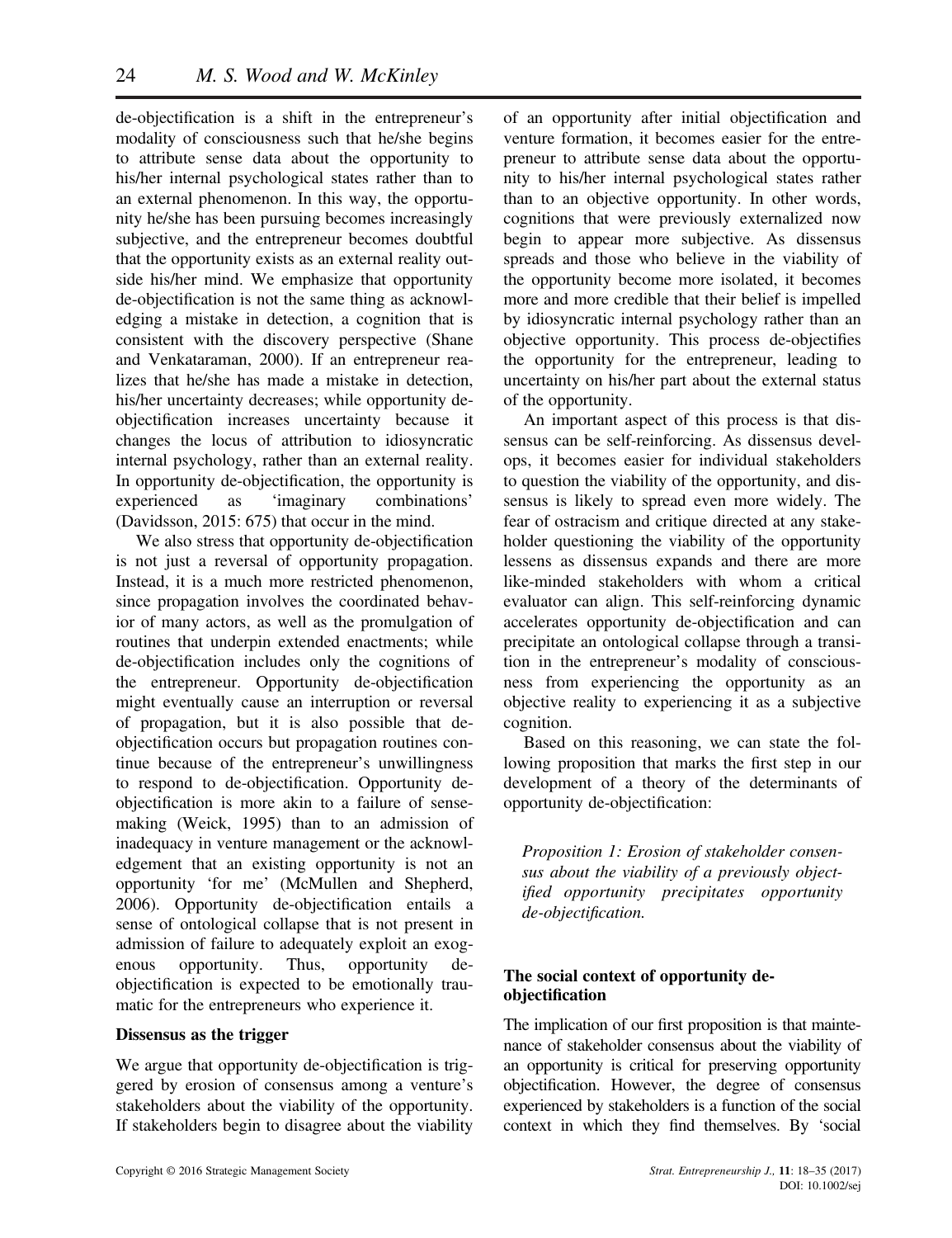de-objectification is a shift in the entrepreneur's modality of consciousness such that he/she begins to attribute sense data about the opportunity to his/her internal psychological states rather than to an external phenomenon. In this way, the opportunity he/she has been pursuing becomes increasingly subjective, and the entrepreneur becomes doubtful that the opportunity exists as an external reality outside his/her mind. We emphasize that opportunity de-objectification is not the same thing as acknowledging a mistake in detection, a cognition that is consistent with the discovery perspective (Shane and Venkataraman, 2000). If an entrepreneur realizes that he/she has made a mistake in detection, his/her uncertainty decreases; while opportunity de-objectification increases uncertainty because it changes the locus of attribution to idiosyncratic internal psychology, rather than an external reality. In opportunity de-objectification, the opportunity is experienced as 'imaginary combinations' (Davidsson, 2015: 675) that occur in the mind.

We also stress that opportunity de-objectification is not just a reversal of opportunity propagation. Instead, it is a much more restricted phenomenon, since propagation involves the coordinated behavior of many actors, as well as the promulgation of routines that underpin extended enactments; while de-objectification includes only the cognitions of the entrepreneur. Opportunity de-objectification might eventually cause an interruption or reversal of propagation, but it is also possible that de-objectification occurs but propagation routines continue because of the entrepreneur's unwillingness to respond to de-objectification. Opportunity de-objectification is more akin to a failure of sensemaking (Weick, 1995) than to an admission of inadequacy in venture management or the acknowledgement that an existing opportunity is not an opportunity 'for me' (McMullen and Shepherd, 2006). Opportunity de-objectification entails a sense of ontological collapse that is not present in admission of failure to adequately exploit an exogenous opportunity. Thus, opportunity de-objectification is expected to be emotionally traumatic for the entrepreneurs who experience it.

### Dissensus as the trigger

We argue that opportunity de-objectification is triggered by erosion of consensus among a venture's stakeholders about the viability of the opportunity. If stakeholders begin to disagree about the viability of an opportunity after initial objectification and venture formation, it becomes easier for the entrepreneur to attribute sense data about the opportunity to his/her internal psychological states rather than to an objective opportunity. In other words, cognitions that were previously externalized now begin to appear more subjective. As dissensus spreads and those who believe in the viability of the opportunity become more isolated, it becomes more and more credible that their belief is impelled by idiosyncratic internal psychology rather than an objective opportunity. This process de-objectifies the opportunity for the entrepreneur, leading to uncertainty on his/her part about the external status of the opportunity.

An important aspect of this process is that dissensus can be self-reinforcing. As dissensus develops, it becomes easier for individual stakeholders to question the viability of the opportunity, and dissensus is likely to spread even more widely. The fear of ostracism and critique directed at any stakeholder questioning the viability of the opportunity lessens as dissensus expands and there are more like-minded stakeholders with whom a critical evaluator can align. This self-reinforcing dynamic accelerates opportunity de-objectification and can precipitate an ontological collapse through a transition in the entrepreneur's modality of consciousness from experiencing the opportunity as an objective reality to experiencing it as a subjective cognition.

Based on this reasoning, we can state the following proposition that marks the first step in our development of a theory of the determinants of opportunity de-objectification:

*Proposition 1: Erosion of stakeholder consensus about the viability of a previously objectified opportunity precipitates opportunity de-objectification.*

### The social context of opportunity de-objectification

The implication of our first proposition is that maintenance of stakeholder consensus about the viability of an opportunity is critical for preserving opportunity objectification. However, the degree of consensus experienced by stakeholders is a function of the social context in which they find themselves. By 'social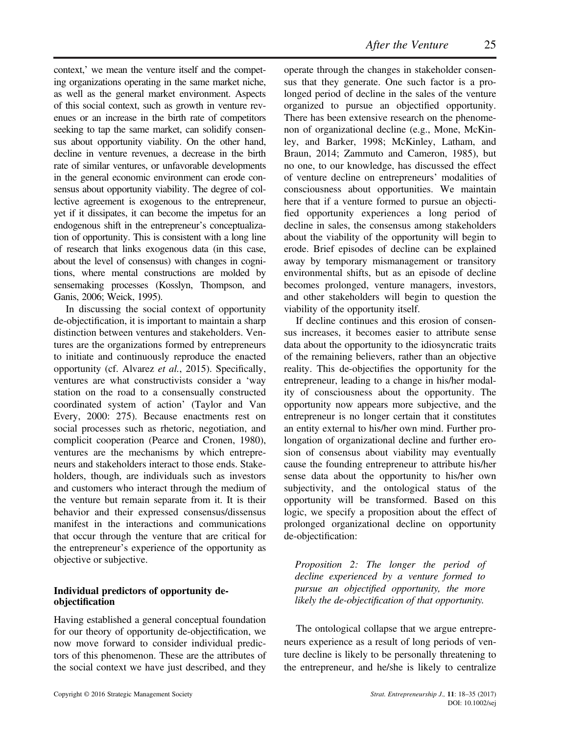context,' we mean the venture itself and the competing organizations operating in the same market niche, as well as the general market environment. Aspects of this social context, such as growth in venture revenues or an increase in the birth rate of competitors seeking to tap the same market, can solidify consensus about opportunity viability. On the other hand, decline in venture revenues, a decrease in the birth rate of similar ventures, or unfavorable developments in the general economic environment can erode consensus about opportunity viability. The degree of collective agreement is exogenous to the entrepreneur, yet if it dissipates, it can become the impetus for an endogenous shift in the entrepreneur's conceptualization of opportunity. This is consistent with a long line of research that links exogenous data (in this case, about the level of consensus) with changes in cognitions, where mental constructions are molded by sensemaking processes (Kosslyn, Thompson, and Ganis, 2006; Weick, 1995).

In discussing the social context of opportunity de-objectification, it is important to maintain a sharp distinction between ventures and stakeholders. Ventures are the organizations formed by entrepreneurs to initiate and continuously reproduce the enacted opportunity (cf. Alvarez *et al.*, 2015). Specifically, ventures are what constructivists consider a 'way station on the road to a consensually constructed coordinated system of action' (Taylor and Van Every, 2000: 275). Because enactments rest on social processes such as rhetoric, negotiation, and complicit cooperation (Pearce and Cronen, 1980), ventures are the mechanisms by which entrepreneurs and stakeholders interact to those ends. Stakeholders, though, are individuals such as investors and customers who interact through the medium of the venture but remain separate from it. It is their behavior and their expressed consensus/dissensus manifest in the interactions and communications that occur through the venture that are critical for the entrepreneur's experience of the opportunity as objective or subjective.

### Individual predictors of opportunity de-objectification

Having established a general conceptual foundation for our theory of opportunity de-objectification, we now move forward to consider individual predictors of this phenomenon. These are the attributes of the social context we have just described, and they operate through the changes in stakeholder consensus that they generate. One such factor is a prolonged period of decline in the sales of the venture organized to pursue an objectified opportunity. There has been extensive research on the phenomenon of organizational decline (e.g., Mone, McKinley, and Barker, 1998; McKinley, Latham, and Braun, 2014; Zammuto and Cameron, 1985), but no one, to our knowledge, has discussed the effect of venture decline on entrepreneurs' modalities of consciousness about opportunities. We maintain here that if a venture formed to pursue an objectified opportunity experiences a long period of decline in sales, the consensus among stakeholders about the viability of the opportunity will begin to erode. Brief episodes of decline can be explained away by temporary mismanagement or transitory environmental shifts, but as an episode of decline becomes prolonged, venture managers, investors, and other stakeholders will begin to question the viability of the opportunity itself.

If decline continues and this erosion of consensus increases, it becomes easier to attribute sense data about the opportunity to the idiosyncratic traits of the remaining believers, rather than an objective reality. This de-objectifies the opportunity for the entrepreneur, leading to a change in his/her modality of consciousness about the opportunity. The opportunity now appears more subjective, and the entrepreneur is no longer certain that it constitutes an entity external to his/her own mind. Further prolongation of organizational decline and further erosion of consensus about viability may eventually cause the founding entrepreneur to attribute his/her sense data about the opportunity to his/her own subjectivity, and the ontological status of the opportunity will be transformed. Based on this logic, we specify a proposition about the effect of prolonged organizational decline on opportunity de-objectification:

*Proposition 2: The longer the period of decline experienced by a venture formed to pursue an objectified opportunity, the more likely the de-objectification of that opportunity.*

The ontological collapse that we argue entrepreneurs experience as a result of long periods of venture decline is likely to be personally threatening to the entrepreneur, and he/she is likely to centralize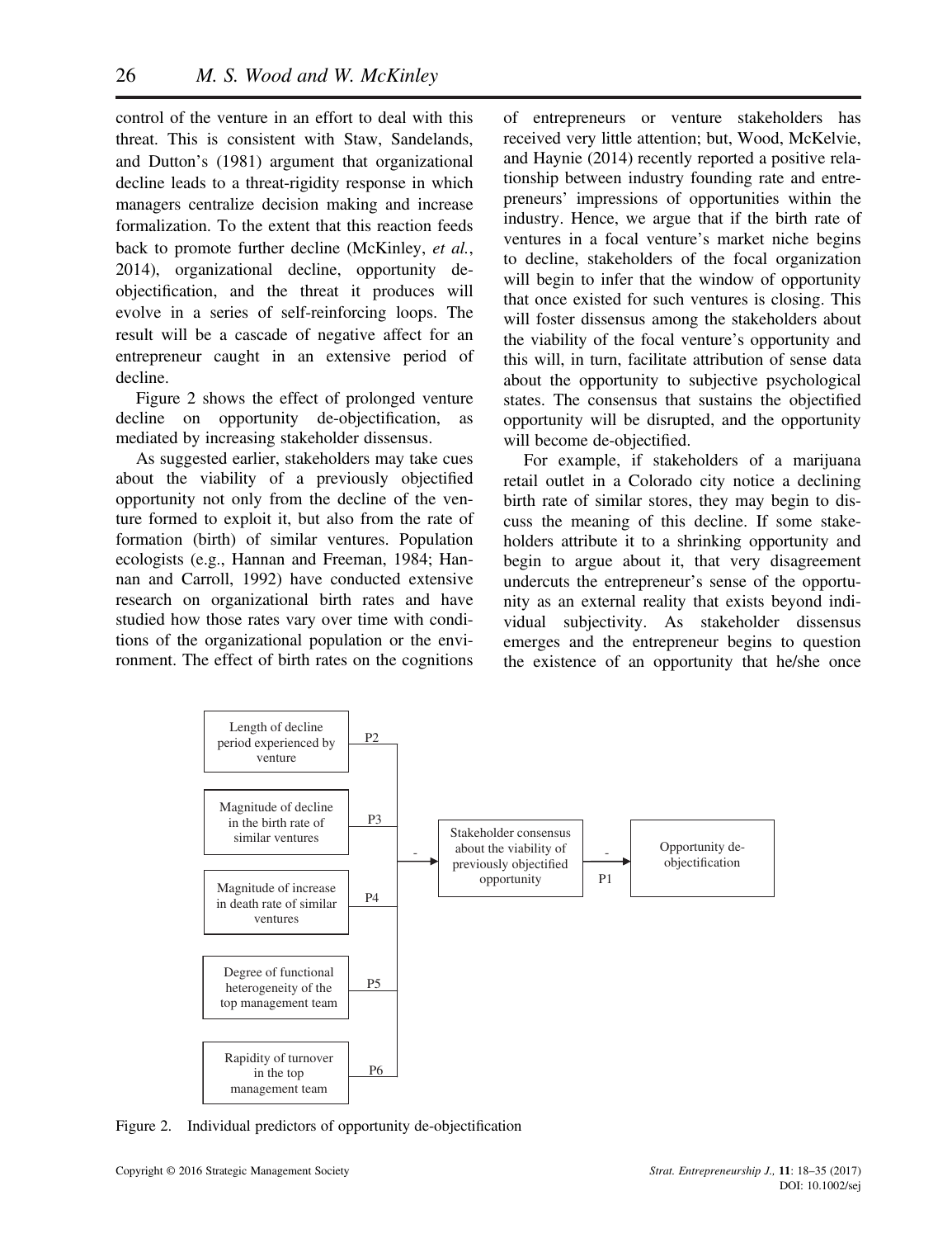control of the venture in an effort to deal with this threat. This is consistent with Staw, Sandelands, and Dutton's (1981) argument that organizational decline leads to a threat-rigidity response in which managers centralize decision making and increase formalization. To the extent that this reaction feeds back to promote further decline (McKinley, *et al.*, 2014), organizational decline, opportunity de-objectification, and the threat it produces will evolve in a series of self-reinforcing loops. The result will be a cascade of negative affect for an entrepreneur caught in an extensive period of decline.

Figure 2 shows the effect of prolonged venture decline on opportunity de-objectification, as mediated by increasing stakeholder dissensus.

As suggested earlier, stakeholders may take cues about the viability of a previously objectified opportunity not only from the decline of the venture formed to exploit it, but also from the rate of formation (birth) of similar ventures. Population ecologists (e.g., Hannan and Freeman, 1984; Hannan and Carroll, 1992) have conducted extensive research on organizational birth rates and have studied how those rates vary over time with conditions of the organizational population or the environment. The effect of birth rates on the cognitions of entrepreneurs or venture stakeholders has received very little attention; but, Wood, McKelvie, and Haynie (2014) recently reported a positive relationship between industry founding rate and entrepreneurs' impressions of opportunities within the industry. Hence, we argue that if the birth rate of ventures in a focal venture's market niche begins to decline, stakeholders of the focal organization will begin to infer that the window of opportunity that once existed for such ventures is closing. This will foster dissensus among the stakeholders about the viability of the focal venture's opportunity and this will, in turn, facilitate attribution of sense data about the opportunity to subjective psychological states. The consensus that sustains the objectified opportunity will be disrupted, and the opportunity will become de-objectified.

For example, if stakeholders of a marijuana retail outlet in a Colorado city notice a declining birth rate of similar stores, they may begin to discuss the meaning of this decline. If some stakeholders attribute it to a shrinking opportunity and begin to argue about it, that very disagreement undercuts the entrepreneur's sense of the opportunity as an external reality that exists beyond individual subjectivity. As stakeholder dissensus emerges and the entrepreneur begins to question the existence of an opportunity that he/she once

Length of decline period experienced by venture (P2); Magnitude of decline in the birth rate of similar ventures (P3); Magnitude of increase in death rate of similar ventures (P4); Degree of functional heterogeneity of the top management team (P5); Rapidity of turnover in the top management team (P6) → (-) Stakeholder consensus about the viability of previously objectified opportunity → (-) P1 → Opportunity de-objectification

Figure 2. Individual predictors of opportunity de-objectification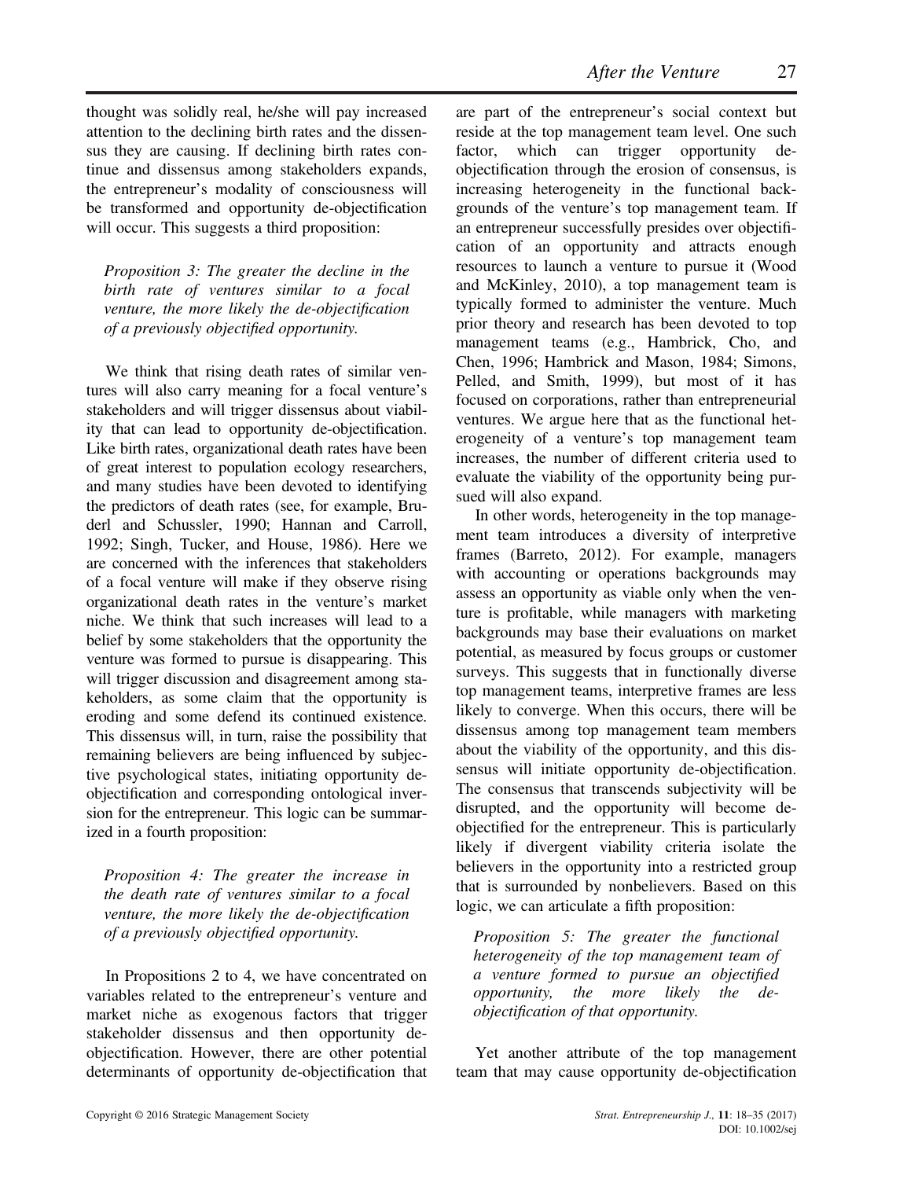thought was solidly real, he/she will pay increased attention to the declining birth rates and the dissensus they are causing. If declining birth rates continue and dissensus among stakeholders expands, the entrepreneur's modality of consciousness will be transformed and opportunity de-objectification will occur. This suggests a third proposition:

*Proposition 3: The greater the decline in the birth rate of ventures similar to a focal venture, the more likely the de-objectification of a previously objectified opportunity.*

We think that rising death rates of similar ventures will also carry meaning for a focal venture's stakeholders and will trigger dissensus about viability that can lead to opportunity de-objectification. Like birth rates, organizational death rates have been of great interest to population ecology researchers, and many studies have been devoted to identifying the predictors of death rates (see, for example, Bruderl and Schussler, 1990; Hannan and Carroll, 1992; Singh, Tucker, and House, 1986). Here we are concerned with the inferences that stakeholders of a focal venture will make if they observe rising organizational death rates in the venture's market niche. We think that such increases will lead to a belief by some stakeholders that the opportunity the venture was formed to pursue is disappearing. This will trigger discussion and disagreement among stakeholders, as some claim that the opportunity is eroding and some defend its continued existence. This dissensus will, in turn, raise the possibility that remaining believers are being influenced by subjective psychological states, initiating opportunity de-objectification and corresponding ontological inversion for the entrepreneur. This logic can be summarized in a fourth proposition:

*Proposition 4: The greater the increase in the death rate of ventures similar to a focal venture, the more likely the de-objectification of a previously objectified opportunity.*

In Propositions 2 to 4, we have concentrated on variables related to the entrepreneur's venture and market niche as exogenous factors that trigger stakeholder dissensus and then opportunity de-objectification. However, there are other potential determinants of opportunity de-objectification that are part of the entrepreneur's social context but reside at the top management team level. One such factor, which can trigger opportunity de-objectification through the erosion of consensus, is increasing heterogeneity in the functional backgrounds of the venture's top management team. If an entrepreneur successfully presides over objectification of an opportunity and attracts enough resources to launch a venture to pursue it (Wood and McKinley, 2010), a top management team is typically formed to administer the venture. Much prior theory and research has been devoted to top management teams (e.g., Hambrick, Cho, and Chen, 1996; Hambrick and Mason, 1984; Simons, Pelled, and Smith, 1999), but most of it has focused on corporations, rather than entrepreneurial ventures. We argue here that as the functional heterogeneity of a venture's top management team increases, the number of different criteria used to evaluate the viability of the opportunity being pursued will also expand.

In other words, heterogeneity in the top management team introduces a diversity of interpretive frames (Barreto, 2012). For example, managers with accounting or operations backgrounds may assess an opportunity as viable only when the venture is profitable, while managers with marketing backgrounds may base their evaluations on market potential, as measured by focus groups or customer surveys. This suggests that in functionally diverse top management teams, interpretive frames are less likely to converge. When this occurs, there will be dissensus among top management team members about the viability of the opportunity, and this dissensus will initiate opportunity de-objectification. The consensus that transcends subjectivity will be disrupted, and the opportunity will become de-objectified for the entrepreneur. This is particularly likely if divergent viability criteria isolate the believers in the opportunity into a restricted group that is surrounded by nonbelievers. Based on this logic, we can articulate a fifth proposition:

*Proposition 5: The greater the functional heterogeneity of the top management team of a venture formed to pursue an objectified opportunity, the more likely the de-objectification of that opportunity.*

Yet another attribute of the top management team that may cause opportunity de-objectification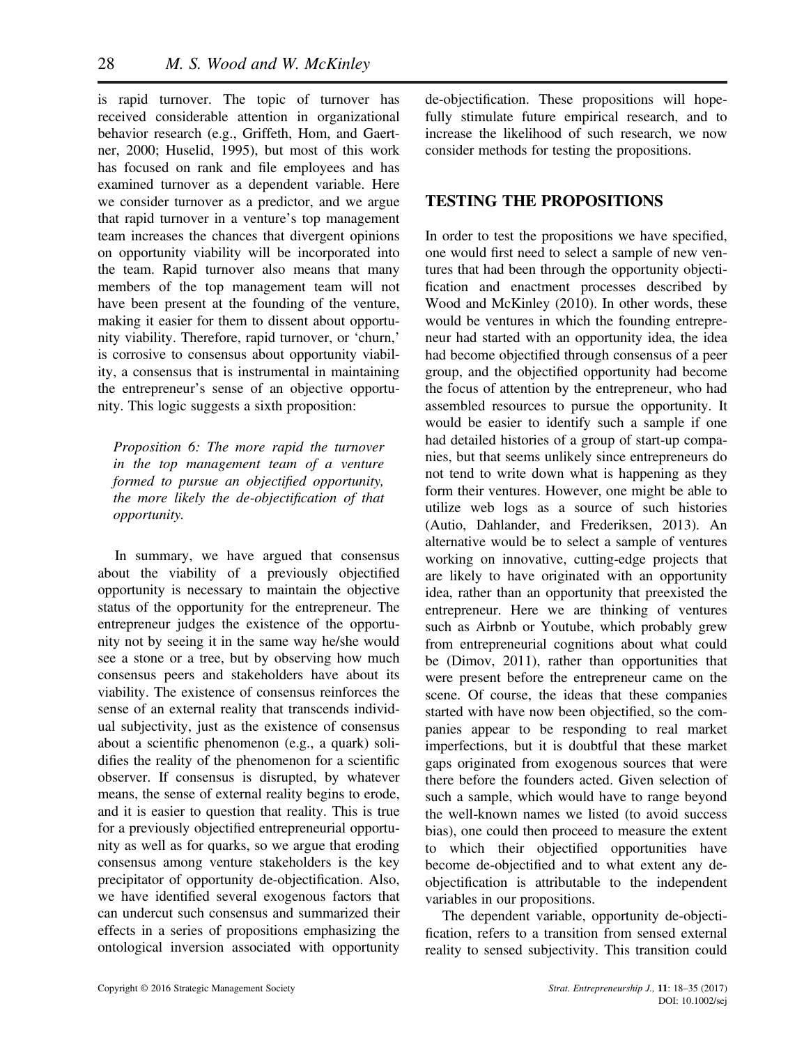is rapid turnover. The topic of turnover has received considerable attention in organizational behavior research (e.g., Griffeth, Hom, and Gaertner, 2000; Huselid, 1995), but most of this work has focused on rank and file employees and has examined turnover as a dependent variable. Here we consider turnover as a predictor, and we argue that rapid turnover in a venture's top management team increases the chances that divergent opinions on opportunity viability will be incorporated into the team. Rapid turnover also means that many members of the top management team will not have been present at the founding of the venture, making it easier for them to dissent about opportunity viability. Therefore, rapid turnover, or 'churn,' is corrosive to consensus about opportunity viability, a consensus that is instrumental in maintaining the entrepreneur's sense of an objective opportunity. This logic suggests a sixth proposition:

*Proposition 6: The more rapid the turnover in the top management team of a venture formed to pursue an objectified opportunity, the more likely the de-objectification of that opportunity.*

In summary, we have argued that consensus about the viability of a previously objectified opportunity is necessary to maintain the objective status of the opportunity for the entrepreneur. The entrepreneur judges the existence of the opportunity not by seeing it in the same way he/she would see a stone or a tree, but by observing how much consensus peers and stakeholders have about its viability. The existence of consensus reinforces the sense of an external reality that transcends individual subjectivity, just as the existence of consensus about a scientific phenomenon (e.g., a quark) solidifies the reality of the phenomenon for a scientific observer. If consensus is disrupted, by whatever means, the sense of external reality begins to erode, and it is easier to question that reality. This is true for a previously objectified entrepreneurial opportunity as well as for quarks, so we argue that eroding consensus among venture stakeholders is the key precipitator of opportunity de-objectification. Also, we have identified several exogenous factors that can undercut such consensus and summarized their effects in a series of propositions emphasizing the ontological inversion associated with opportunity de-objectification. These propositions will hopefully stimulate future empirical research, and to increase the likelihood of such research, we now consider methods for testing the propositions.

## TESTING THE PROPOSITIONS

In order to test the propositions we have specified, one would first need to select a sample of new ventures that had been through the opportunity objectification and enactment processes described by Wood and McKinley (2010). In other words, these would be ventures in which the founding entrepreneur had started with an opportunity idea, the idea had become objectified through consensus of a peer group, and the objectified opportunity had become the focus of attention by the entrepreneur, who had assembled resources to pursue the opportunity. It would be easier to identify such a sample if one had detailed histories of a group of start-up companies, but that seems unlikely since entrepreneurs do not tend to write down what is happening as they form their ventures. However, one might be able to utilize web logs as a source of such histories (Autio, Dahlander, and Frederiksen, 2013). An alternative would be to select a sample of ventures working on innovative, cutting-edge projects that are likely to have originated with an opportunity idea, rather than an opportunity that preexisted the entrepreneur. Here we are thinking of ventures such as Airbnb or Youtube, which probably grew from entrepreneurial cognitions about what could be (Dimov, 2011), rather than opportunities that were present before the entrepreneur came on the scene. Of course, the ideas that these companies started with have now been objectified, so the companies appear to be responding to real market imperfections, but it is doubtful that these market gaps originated from exogenous sources that were there before the founders acted. Given selection of such a sample, which would have to range beyond the well-known names we listed (to avoid success bias), one could then proceed to measure the extent to which their objectified opportunities have become de-objectified and to what extent any de-objectification is attributable to the independent variables in our propositions.

The dependent variable, opportunity de-objectification, refers to a transition from sensed external reality to sensed subjectivity. This transition could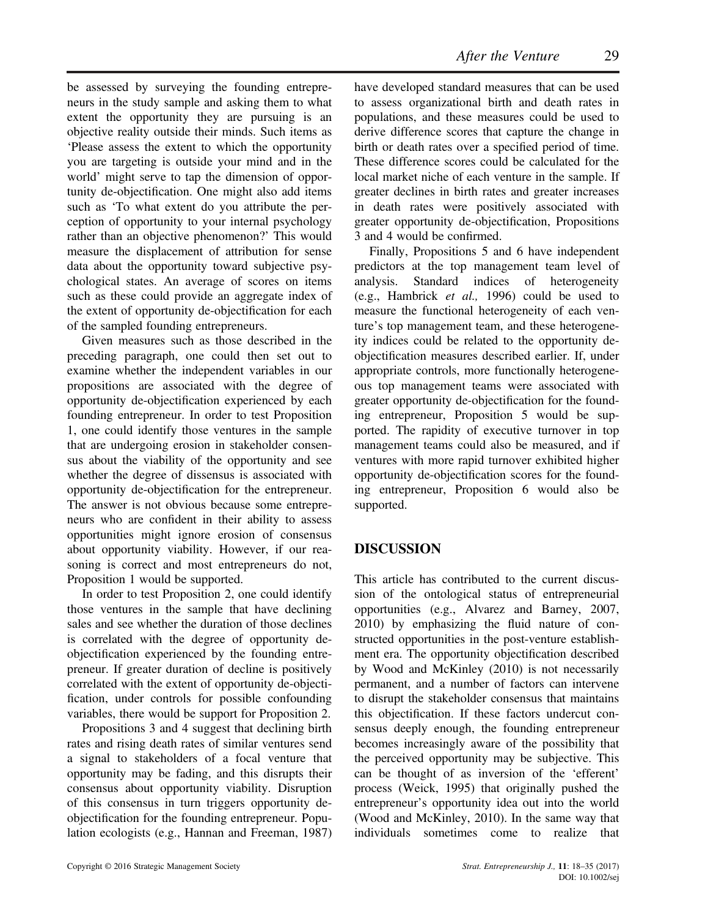be assessed by surveying the founding entrepreneurs in the study sample and asking them to what extent the opportunity they are pursuing is an objective reality outside their minds. Such items as 'Please assess the extent to which the opportunity you are targeting is outside your mind and in the world' might serve to tap the dimension of opportunity de-objectification. One might also add items such as 'To what extent do you attribute the perception of opportunity to your internal psychology rather than an objective phenomenon?' This would measure the displacement of attribution for sense data about the opportunity toward subjective psychological states. An average of scores on items such as these could provide an aggregate index of the extent of opportunity de-objectification for each of the sampled founding entrepreneurs.

Given measures such as those described in the preceding paragraph, one could then set out to examine whether the independent variables in our propositions are associated with the degree of opportunity de-objectification experienced by each founding entrepreneur. In order to test Proposition 1, one could identify those ventures in the sample that are undergoing erosion in stakeholder consensus about the viability of the opportunity and see whether the degree of dissensus is associated with opportunity de-objectification for the entrepreneur. The answer is not obvious because some entrepreneurs who are confident in their ability to assess opportunities might ignore erosion of consensus about opportunity viability. However, if our reasoning is correct and most entrepreneurs do not, Proposition 1 would be supported.

In order to test Proposition 2, one could identify those ventures in the sample that have declining sales and see whether the duration of those declines is correlated with the degree of opportunity de-objectification experienced by the founding entrepreneur. If greater duration of decline is positively correlated with the extent of opportunity de-objectification, under controls for possible confounding variables, there would be support for Proposition 2.

Propositions 3 and 4 suggest that declining birth rates and rising death rates of similar ventures send a signal to stakeholders of a focal venture that opportunity may be fading, and this disrupts their consensus about opportunity viability. Disruption of this consensus in turn triggers opportunity de-objectification for the founding entrepreneur. Population ecologists (e.g., Hannan and Freeman, 1987) have developed standard measures that can be used to assess organizational birth and death rates in populations, and these measures could be used to derive difference scores that capture the change in birth or death rates over a specified period of time. These difference scores could be calculated for the local market niche of each venture in the sample. If greater declines in birth rates and greater increases in death rates were positively associated with greater opportunity de-objectification, Propositions 3 and 4 would be confirmed.

Finally, Propositions 5 and 6 have independent predictors at the top management team level of analysis. Standard indices of heterogeneity (e.g., Hambrick *et al.,* 1996) could be used to measure the functional heterogeneity of each venture's top management team, and these heterogeneity indices could be related to the opportunity de-objectification measures described earlier. If, under appropriate controls, more functionally heterogeneous top management teams were associated with greater opportunity de-objectification for the founding entrepreneur, Proposition 5 would be supported. The rapidity of executive turnover in top management teams could also be measured, and if ventures with more rapid turnover exhibited higher opportunity de-objectification scores for the founding entrepreneur, Proposition 6 would also be supported.

## DISCUSSION

This article has contributed to the current discussion of the ontological status of entrepreneurial opportunities (e.g., Alvarez and Barney, 2007, 2010) by emphasizing the fluid nature of constructed opportunities in the post-venture establishment era. The opportunity objectification described by Wood and McKinley (2010) is not necessarily permanent, and a number of factors can intervene to disrupt the stakeholder consensus that maintains this objectification. If these factors undercut consensus deeply enough, the founding entrepreneur becomes increasingly aware of the possibility that the perceived opportunity may be subjective. This can be thought of as inversion of the 'efferent' process (Weick, 1995) that originally pushed the entrepreneur's opportunity idea out into the world (Wood and McKinley, 2010). In the same way that individuals sometimes come to realize that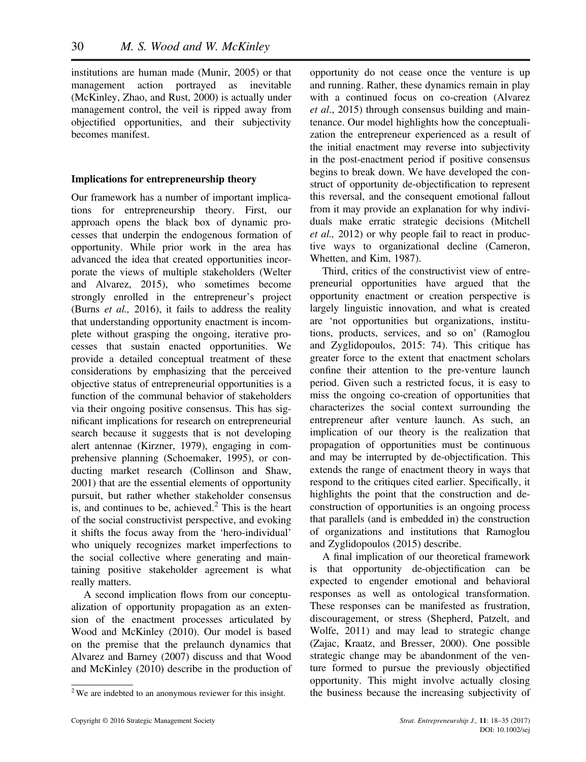institutions are human made (Munir, 2005) or that management action portrayed as inevitable (McKinley, Zhao, and Rust, 2000) is actually under management control, the veil is ripped away from objectified opportunities, and their subjectivity becomes manifest.

### Implications for entrepreneurship theory

Our framework has a number of important implications for entrepreneurship theory. First, our approach opens the black box of dynamic processes that underpin the endogenous formation of opportunity. While prior work in the area has advanced the idea that created opportunities incorporate the views of multiple stakeholders (Welter and Alvarez, 2015), who sometimes become strongly enrolled in the entrepreneur's project (Burns *et al.,* 2016), it fails to address the reality that understanding opportunity enactment is incomplete without grasping the ongoing, iterative processes that sustain enacted opportunities. We provide a detailed conceptual treatment of these considerations by emphasizing that the perceived objective status of entrepreneurial opportunities is a function of the communal behavior of stakeholders via their ongoing positive consensus. This has significant implications for research on entrepreneurial search because it suggests that is not developing alert antennae (Kirzner, 1979), engaging in comprehensive planning (Schoemaker, 1995), or conducting market research (Collinson and Shaw, 2001) that are the essential elements of opportunity pursuit, but rather whether stakeholder consensus is, and continues to be, achieved.[2] This is the heart of the social constructivist perspective, and evoking it shifts the focus away from the 'hero-individual' who uniquely recognizes market imperfections to the social collective where generating and maintaining positive stakeholder agreement is what really matters.

A second implication flows from our conceptualization of opportunity propagation as an extension of the enactment processes articulated by Wood and McKinley (2010). Our model is based on the premise that the prelaunch dynamics that Alvarez and Barney (2007) discuss and that Wood and McKinley (2010) describe in the production of opportunity do not cease once the venture is up and running. Rather, these dynamics remain in play with a continued focus on co-creation (Alvarez *et al*., 2015) through consensus building and maintenance. Our model highlights how the conceptualization the entrepreneur experienced as a result of the initial enactment may reverse into subjectivity in the post-enactment period if positive consensus begins to break down. We have developed the construct of opportunity de-objectification to represent this reversal, and the consequent emotional fallout from it may provide an explanation for why individuals make erratic strategic decisions (Mitchell *et al.,* 2012) or why people fail to react in productive ways to organizational decline (Cameron, Whetten, and Kim, 1987).

Third, critics of the constructivist view of entrepreneurial opportunities have argued that the opportunity enactment or creation perspective is largely linguistic innovation, and what is created are 'not opportunities but organizations, institutions, products, services, and so on' (Ramoglou and Zyglidopoulos, 2015: 74). This critique has greater force to the extent that enactment scholars confine their attention to the pre-venture launch period. Given such a restricted focus, it is easy to miss the ongoing co-creation of opportunities that characterizes the social context surrounding the entrepreneur after venture launch. As such, an implication of our theory is the realization that propagation of opportunities must be continuous and may be interrupted by de-objectification. This extends the range of enactment theory in ways that respond to the critiques cited earlier. Specifically, it highlights the point that the construction and deconstruction of opportunities is an ongoing process that parallels (and is embedded in) the construction of organizations and institutions that Ramoglou and Zyglidopoulos (2015) describe.

A final implication of our theoretical framework is that opportunity de-objectification can be expected to engender emotional and behavioral responses as well as ontological transformation. These responses can be manifested as frustration, discouragement, or stress (Shepherd, Patzelt, and Wolfe, 2011) and may lead to strategic change (Zajac, Kraatz, and Bresser, 2000). One possible strategic change may be abandonment of the venture formed to pursue the previously objectified opportunity. This might involve actually closing the business because the increasing subjectivity of

[2] We are indebted to an anonymous reviewer for this insight.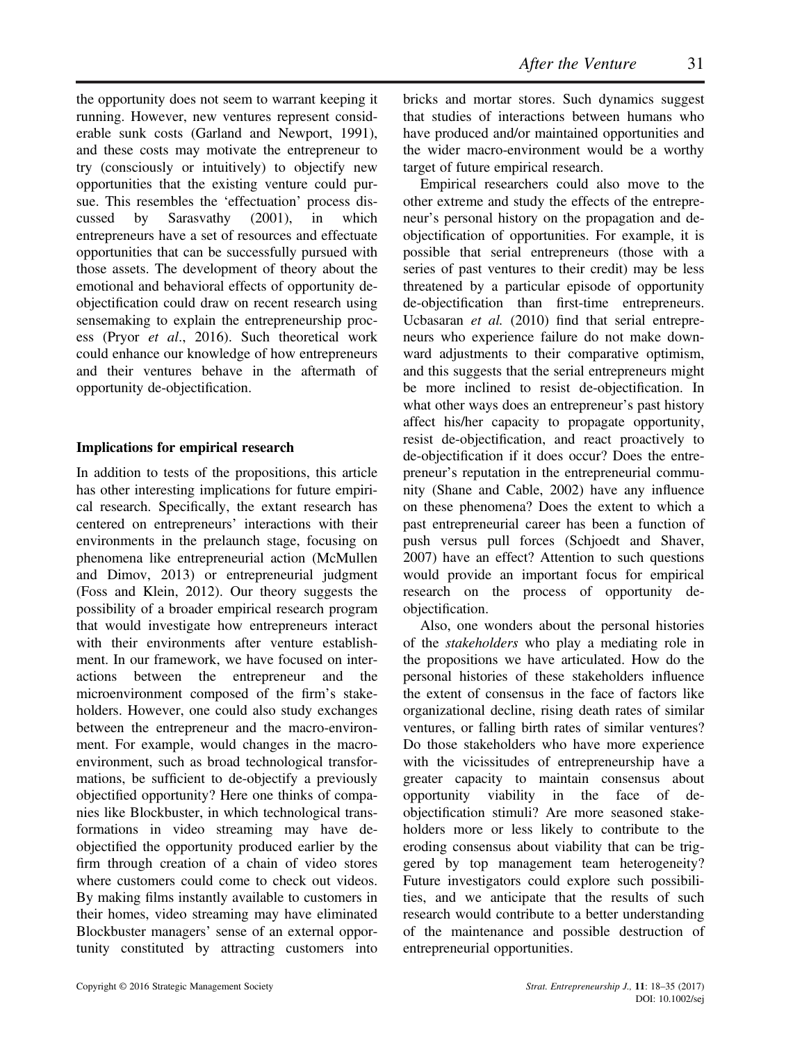the opportunity does not seem to warrant keeping it running. However, new ventures represent considerable sunk costs (Garland and Newport, 1991), and these costs may motivate the entrepreneur to try (consciously or intuitively) to objectify new opportunities that the existing venture could pursue. This resembles the 'effectuation' process discussed by Sarasvathy (2001), in which entrepreneurs have a set of resources and effectuate opportunities that can be successfully pursued with those assets. The development of theory about the emotional and behavioral effects of opportunity de-objectification could draw on recent research using sensemaking to explain the entrepreneurship process (Pryor *et al*., 2016). Such theoretical work could enhance our knowledge of how entrepreneurs and their ventures behave in the aftermath of opportunity de-objectification.

### Implications for empirical research

In addition to tests of the propositions, this article has other interesting implications for future empirical research. Specifically, the extant research has centered on entrepreneurs' interactions with their environments in the prelaunch stage, focusing on phenomena like entrepreneurial action (McMullen and Dimov, 2013) or entrepreneurial judgment (Foss and Klein, 2012). Our theory suggests the possibility of a broader empirical research program that would investigate how entrepreneurs interact with their environments after venture establishment. In our framework, we have focused on interactions between the entrepreneur and the microenvironment composed of the firm's stakeholders. However, one could also study exchanges between the entrepreneur and the macro-environment. For example, would changes in the macro-environment, such as broad technological transformations, be sufficient to de-objectify a previously objectified opportunity? Here one thinks of companies like Blockbuster, in which technological transformations in video streaming may have de-objectified the opportunity produced earlier by the firm through creation of a chain of video stores where customers could come to check out videos. By making films instantly available to customers in their homes, video streaming may have eliminated Blockbuster managers' sense of an external opportunity constituted by attracting customers into bricks and mortar stores. Such dynamics suggest that studies of interactions between humans who have produced and/or maintained opportunities and the wider macro-environment would be a worthy target of future empirical research.

Empirical researchers could also move to the other extreme and study the effects of the entrepreneur's personal history on the propagation and de-objectification of opportunities. For example, it is possible that serial entrepreneurs (those with a series of past ventures to their credit) may be less threatened by a particular episode of opportunity de-objectification than first-time entrepreneurs. Ucbasaran *et al.* (2010) find that serial entrepreneurs who experience failure do not make downward adjustments to their comparative optimism, and this suggests that the serial entrepreneurs might be more inclined to resist de-objectification. In what other ways does an entrepreneur's past history affect his/her capacity to propagate opportunity, resist de-objectification, and react proactively to de-objectification if it does occur? Does the entrepreneur's reputation in the entrepreneurial community (Shane and Cable, 2002) have any influence on these phenomena? Does the extent to which a past entrepreneurial career has been a function of push versus pull forces (Schjoedt and Shaver, 2007) have an effect? Attention to such questions would provide an important focus for empirical research on the process of opportunity de-objectification.

Also, one wonders about the personal histories of the *stakeholders* who play a mediating role in the propositions we have articulated. How do the personal histories of these stakeholders influence the extent of consensus in the face of factors like organizational decline, rising death rates of similar ventures, or falling birth rates of similar ventures? Do those stakeholders who have more experience with the vicissitudes of entrepreneurship have a greater capacity to maintain consensus about opportunity viability in the face of de-objectification stimuli? Are more seasoned stakeholders more or less likely to contribute to the eroding consensus about viability that can be triggered by top management team heterogeneity? Future investigators could explore such possibilities, and we anticipate that the results of such research would contribute to a better understanding of the maintenance and possible destruction of entrepreneurial opportunities.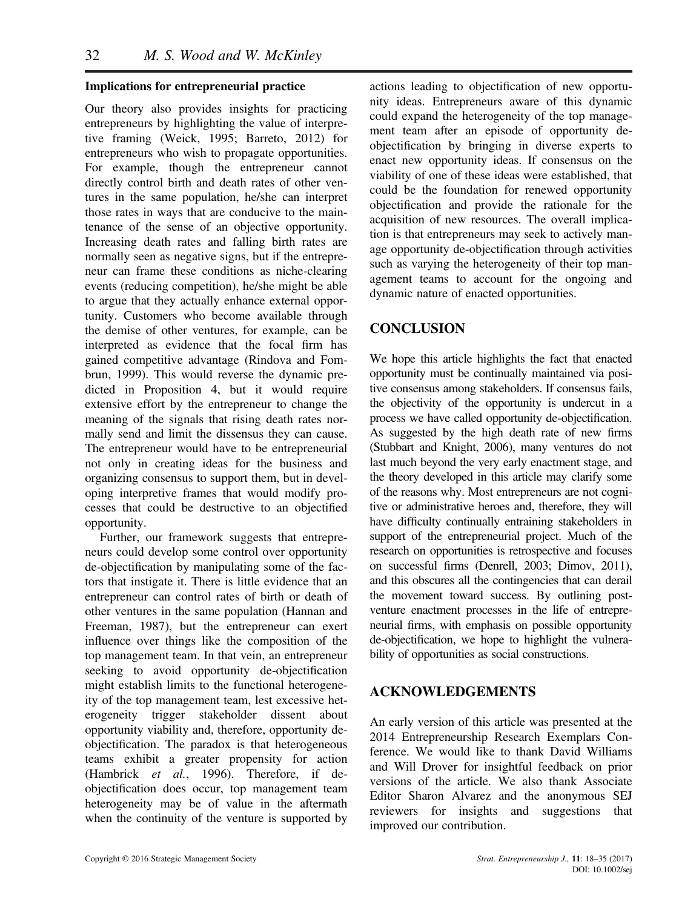### Implications for entrepreneurial practice

Our theory also provides insights for practicing entrepreneurs by highlighting the value of interpretive framing (Weick, 1995; Barreto, 2012) for entrepreneurs who wish to propagate opportunities. For example, though the entrepreneur cannot directly control birth and death rates of other ventures in the same population, he/she can interpret those rates in ways that are conducive to the maintenance of the sense of an objective opportunity. Increasing death rates and falling birth rates are normally seen as negative signs, but if the entrepreneur can frame these conditions as niche-clearing events (reducing competition), he/she might be able to argue that they actually enhance external opportunity. Customers who become available through the demise of other ventures, for example, can be interpreted as evidence that the focal firm has gained competitive advantage (Rindova and Fombrun, 1999). This would reverse the dynamic predicted in Proposition 4, but it would require extensive effort by the entrepreneur to change the meaning of the signals that rising death rates normally send and limit the dissensus they can cause. The entrepreneur would have to be entrepreneurial not only in creating ideas for the business and organizing consensus to support them, but in developing interpretive frames that would modify processes that could be destructive to an objectified opportunity.

Further, our framework suggests that entrepreneurs could develop some control over opportunity de-objectification by manipulating some of the factors that instigate it. There is little evidence that an entrepreneur can control rates of birth or death of other ventures in the same population (Hannan and Freeman, 1987), but the entrepreneur can exert influence over things like the composition of the top management team. In that vein, an entrepreneur seeking to avoid opportunity de-objectification might establish limits to the functional heterogeneity of the top management team, lest excessive heterogeneity trigger stakeholder dissent about opportunity viability and, therefore, opportunity de-objectification. The paradox is that heterogeneous teams exhibit a greater propensity for action (Hambrick *et al.*, 1996). Therefore, if de-objectification does occur, top management team heterogeneity may be of value in the aftermath when the continuity of the venture is supported by actions leading to objectification of new opportunity ideas. Entrepreneurs aware of this dynamic could expand the heterogeneity of the top management team after an episode of opportunity de-objectification by bringing in diverse experts to enact new opportunity ideas. If consensus on the viability of one of these ideas were established, that could be the foundation for renewed opportunity objectification and provide the rationale for the acquisition of new resources. The overall implication is that entrepreneurs may seek to actively manage opportunity de-objectification through activities such as varying the heterogeneity of their top management teams to account for the ongoing and dynamic nature of enacted opportunities.

## CONCLUSION

We hope this article highlights the fact that enacted opportunity must be continually maintained via positive consensus among stakeholders. If consensus fails, the objectivity of the opportunity is undercut in a process we have called opportunity de-objectification. As suggested by the high death rate of new firms (Stubbart and Knight, 2006), many ventures do not last much beyond the very early enactment stage, and the theory developed in this article may clarify some of the reasons why. Most entrepreneurs are not cognitive or administrative heroes and, therefore, they will have difficulty continually entraining stakeholders in support of the entrepreneurial project. Much of the research on opportunities is retrospective and focuses on successful firms (Denrell, 2003; Dimov, 2011), and this obscures all the contingencies that can derail the movement toward success. By outlining post-venture enactment processes in the life of entrepreneurial firms, with emphasis on possible opportunity de-objectification, we hope to highlight the vulnerability of opportunities as social constructions.

## ACKNOWLEDGEMENTS

An early version of this article was presented at the 2014 Entrepreneurship Research Exemplars Conference. We would like to thank David Williams and Will Drover for insightful feedback on prior versions of the article. We also thank Associate Editor Sharon Alvarez and the anonymous SEJ reviewers for insights and suggestions that improved our contribution.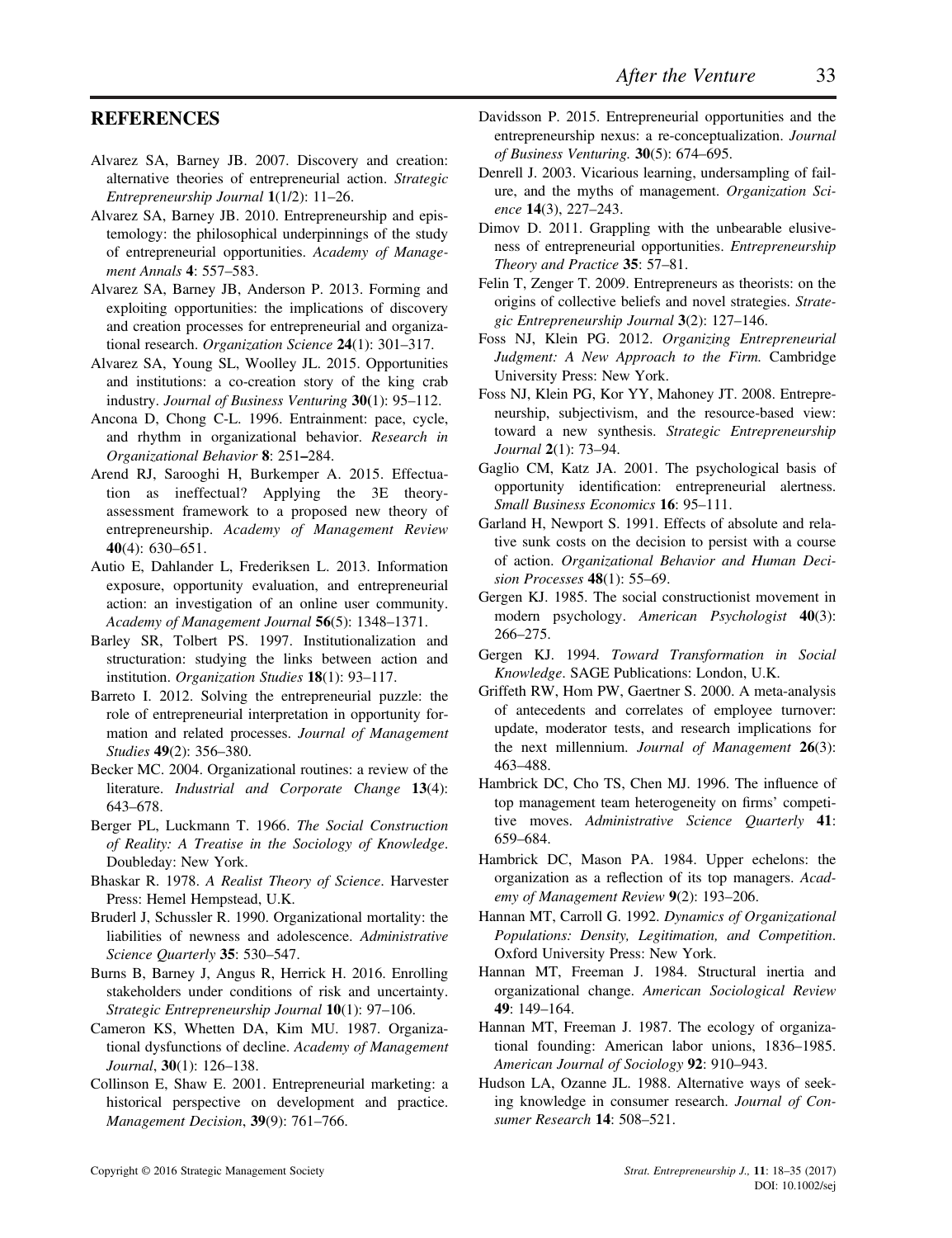## REFERENCES

Alvarez SA, Barney JB. 2007. Discovery and creation: alternative theories of entrepreneurial action. *Strategic Entrepreneurship Journal* **1**(1/2): 11–26.

Alvarez SA, Barney JB. 2010. Entrepreneurship and epistemology: the philosophical underpinnings of the study of entrepreneurial opportunities. *Academy of Management Annals* **4**: 557–583.

Alvarez SA, Barney JB, Anderson P. 2013. Forming and exploiting opportunities: the implications of discovery and creation processes for entrepreneurial and organizational research. *Organization Science* **24**(1): 301–317.

Alvarez SA, Young SL, Woolley JL. 2015. Opportunities and institutions: a co-creation story of the king crab industry. *Journal of Business Venturing* **30**(1): 95–112.

Ancona D, Chong C-L. 1996. Entrainment: pace, cycle, and rhythm in organizational behavior. *Research in Organizational Behavior* **8**: 251–284.

Arend RJ, Sarooghi H, Burkemper A. 2015. Effectuation as ineffectual? Applying the 3E theory-assessment framework to a proposed new theory of entrepreneurship. *Academy of Management Review* **40**(4): 630–651.

Autio E, Dahlander L, Frederiksen L. 2013. Information exposure, opportunity evaluation, and entrepreneurial action: an investigation of an online user community. *Academy of Management Journal* **56**(5): 1348–1371.

Barley SR, Tolbert PS. 1997. Institutionalization and structuration: studying the links between action and institution. *Organization Studies* **18**(1): 93–117.

Barreto I. 2012. Solving the entrepreneurial puzzle: the role of entrepreneurial interpretation in opportunity formation and related processes. *Journal of Management Studies* **49**(2): 356–380.

Becker MC. 2004. Organizational routines: a review of the literature. *Industrial and Corporate Change* **13**(4): 643–678.

Berger PL, Luckmann T. 1966. *The Social Construction of Reality: A Treatise in the Sociology of Knowledge*. Doubleday: New York.

Bhaskar R. 1978. *A Realist Theory of Science*. Harvester Press: Hemel Hempstead, U.K.

Bruderl J, Schussler R. 1990. Organizational mortality: the liabilities of newness and adolescence. *Administrative Science Quarterly* **35**: 530–547.

Burns B, Barney J, Angus R, Herrick H. 2016. Enrolling stakeholders under conditions of risk and uncertainty. *Strategic Entrepreneurship Journal* **10**(1): 97–106.

Cameron KS, Whetten DA, Kim MU. 1987. Organizational dysfunctions of decline. *Academy of Management Journal*, **30**(1): 126–138.

Collinson E, Shaw E. 2001. Entrepreneurial marketing: a historical perspective on development and practice. *Management Decision*, **39**(9): 761–766.

Davidsson P. 2015. Entrepreneurial opportunities and the entrepreneurship nexus: a re-conceptualization. *Journal of Business Venturing.* **30**(5): 674–695.

Denrell J. 2003. Vicarious learning, undersampling of failure, and the myths of management. *Organization Science* **14**(3), 227–243.

Dimov D. 2011. Grappling with the unbearable elusiveness of entrepreneurial opportunities. *Entrepreneurship Theory and Practice* **35**: 57–81.

Felin T, Zenger T. 2009. Entrepreneurs as theorists: on the origins of collective beliefs and novel strategies. *Strategic Entrepreneurship Journal* **3**(2): 127–146.

Foss NJ, Klein PG. 2012. *Organizing Entrepreneurial Judgment: A New Approach to the Firm.* Cambridge University Press: New York.

Foss NJ, Klein PG, Kor YY, Mahoney JT. 2008. Entrepreneurship, subjectivism, and the resource-based view: toward a new synthesis. *Strategic Entrepreneurship Journal* **2**(1): 73–94.

Gaglio CM, Katz JA. 2001. The psychological basis of opportunity identification: entrepreneurial alertness. *Small Business Economics* **16**: 95–111.

Garland H, Newport S. 1991. Effects of absolute and relative sunk costs on the decision to persist with a course of action. *Organizational Behavior and Human Decision Processes* **48**(1): 55–69.

Gergen KJ. 1985. The social constructionist movement in modern psychology. *American Psychologist* **40**(3): 266–275.

Gergen KJ. 1994. *Toward Transformation in Social Knowledge*. SAGE Publications: London, U.K.

Griffeth RW, Hom PW, Gaertner S. 2000. A meta-analysis of antecedents and correlates of employee turnover: update, moderator tests, and research implications for the next millennium. *Journal of Management* **26**(3): 463–488.

Hambrick DC, Cho TS, Chen MJ. 1996. The influence of top management team heterogeneity on firms' competitive moves. *Administrative Science Quarterly* **41**: 659–684.

Hambrick DC, Mason PA. 1984. Upper echelons: the organization as a reflection of its top managers. *Academy of Management Review* **9**(2): 193–206.

Hannan MT, Carroll G. 1992. *Dynamics of Organizational Populations: Density, Legitimation, and Competition*. Oxford University Press: New York.

Hannan MT, Freeman J. 1984. Structural inertia and organizational change. *American Sociological Review* **49**: 149–164.

Hannan MT, Freeman J. 1987. The ecology of organizational founding: American labor unions, 1836–1985. *American Journal of Sociology* **92**: 910–943.

Hudson LA, Ozanne JL. 1988. Alternative ways of seeking knowledge in consumer research. *Journal of Consumer Research* **14**: 508–521.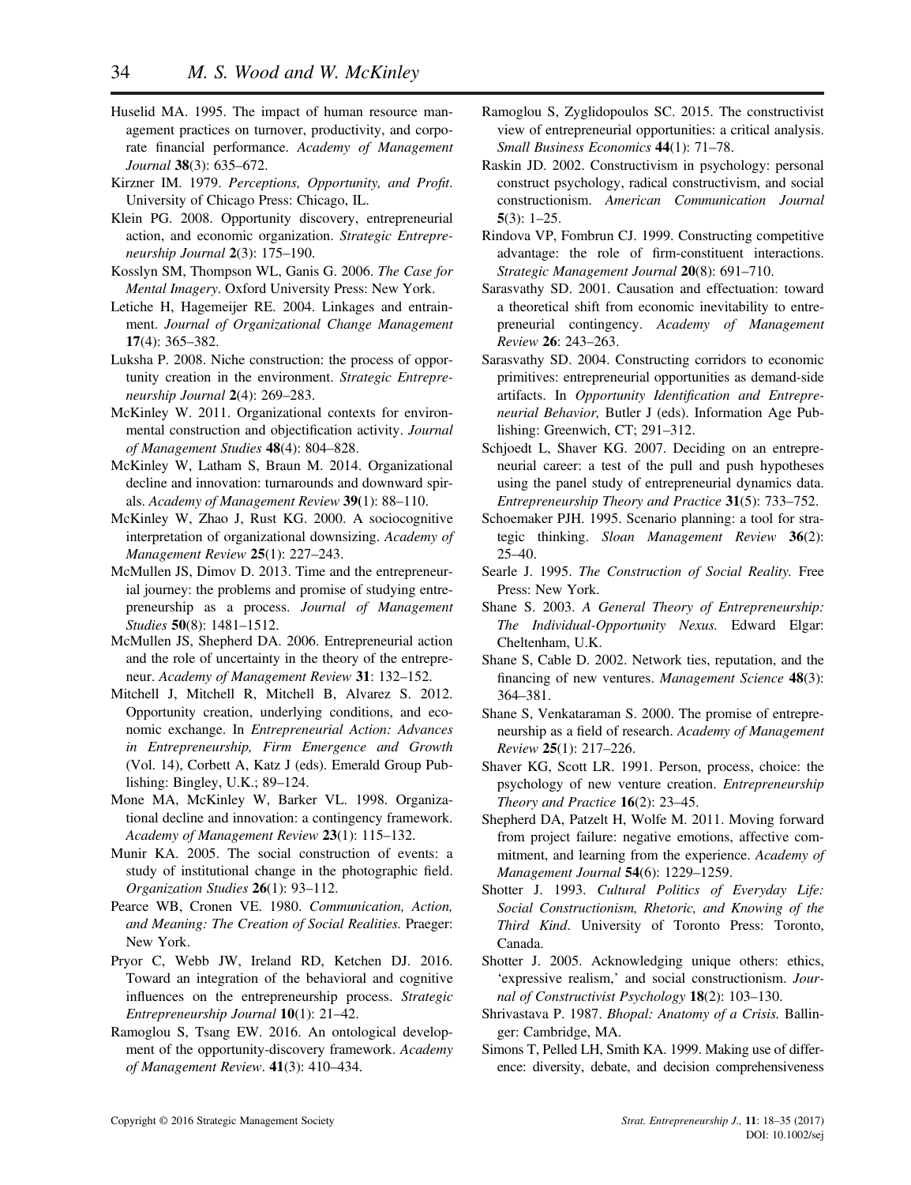Huselid MA. 1995. The impact of human resource management practices on turnover, productivity, and corporate financial performance. *Academy of Management Journal* **38**(3): 635–672.

Kirzner IM. 1979. *Perceptions, Opportunity, and Profit*. University of Chicago Press: Chicago, IL.

Klein PG. 2008. Opportunity discovery, entrepreneurial action, and economic organization. *Strategic Entrepreneurship Journal* **2**(3): 175–190.

Kosslyn SM, Thompson WL, Ganis G. 2006. *The Case for Mental Imagery*. Oxford University Press: New York.

Letiche H, Hagemeijer RE. 2004. Linkages and entrainment. *Journal of Organizational Change Management* **17**(4): 365–382.

Luksha P. 2008. Niche construction: the process of opportunity creation in the environment. *Strategic Entrepreneurship Journal* **2**(4): 269–283.

McKinley W. 2011. Organizational contexts for environmental construction and objectification activity. *Journal of Management Studies* **48**(4): 804–828.

McKinley W, Latham S, Braun M. 2014. Organizational decline and innovation: turnarounds and downward spirals. *Academy of Management Review* **39**(1): 88–110.

McKinley W, Zhao J, Rust KG. 2000. A sociocognitive interpretation of organizational downsizing. *Academy of Management Review* **25**(1): 227–243.

McMullen JS, Dimov D. 2013. Time and the entrepreneurial journey: the problems and promise of studying entrepreneurship as a process. *Journal of Management Studies* **50**(8): 1481–1512.

McMullen JS, Shepherd DA. 2006. Entrepreneurial action and the role of uncertainty in the theory of the entrepreneur. *Academy of Management Review* **31**: 132–152.

Mitchell J, Mitchell R, Mitchell B, Alvarez S. 2012. Opportunity creation, underlying conditions, and economic exchange. In *Entrepreneurial Action: Advances in Entrepreneurship, Firm Emergence and Growth* (Vol. 14), Corbett A, Katz J (eds). Emerald Group Publishing: Bingley, U.K.; 89–124.

Mone MA, McKinley W, Barker VL. 1998. Organizational decline and innovation: a contingency framework. *Academy of Management Review* **23**(1): 115–132.

Munir KA. 2005. The social construction of events: a study of institutional change in the photographic field. *Organization Studies* **26**(1): 93–112.

Pearce WB, Cronen VE. 1980. *Communication, Action, and Meaning: The Creation of Social Realities.* Praeger: New York.

Pryor C, Webb JW, Ireland RD, Ketchen DJ. 2016. Toward an integration of the behavioral and cognitive influences on the entrepreneurship process. *Strategic Entrepreneurship Journal* **10**(1): 21–42.

Ramoglou S, Tsang EW. 2016. An ontological development of the opportunity-discovery framework. *Academy of Management Review*. **41**(3): 410–434.

Ramoglou S, Zyglidopoulos SC. 2015. The constructivist view of entrepreneurial opportunities: a critical analysis. *Small Business Economics* **44**(1): 71–78.

Raskin JD. 2002. Constructivism in psychology: personal construct psychology, radical constructivism, and social constructionism. *American Communication Journal* **5**(3): 1–25.

Rindova VP, Fombrun CJ. 1999. Constructing competitive advantage: the role of firm-constituent interactions. *Strategic Management Journal* **20**(8): 691–710.

Sarasvathy SD. 2001. Causation and effectuation: toward a theoretical shift from economic inevitability to entrepreneurial contingency. *Academy of Management Review* **26**: 243–263.

Sarasvathy SD. 2004. Constructing corridors to economic primitives: entrepreneurial opportunities as demand-side artifacts. In *Opportunity Identification and Entrepreneurial Behavior,* Butler J (eds). Information Age Publishing: Greenwich, CT; 291–312.

Schjoedt L, Shaver KG. 2007. Deciding on an entrepreneurial career: a test of the pull and push hypotheses using the panel study of entrepreneurial dynamics data. *Entrepreneurship Theory and Practice* **31**(5): 733–752.

Schoemaker PJH. 1995. Scenario planning: a tool for strategic thinking. *Sloan Management Review* **36**(2): 25–40.

Searle J. 1995. *The Construction of Social Reality.* Free Press: New York.

Shane S. 2003. *A General Theory of Entrepreneurship: The Individual-Opportunity Nexus.* Edward Elgar: Cheltenham, U.K.

Shane S, Cable D. 2002. Network ties, reputation, and the financing of new ventures. *Management Science* **48**(3): 364–381.

Shane S, Venkataraman S. 2000. The promise of entrepreneurship as a field of research. *Academy of Management Review* **25**(1): 217–226.

Shaver KG, Scott LR. 1991. Person, process, choice: the psychology of new venture creation. *Entrepreneurship Theory and Practice* **16**(2): 23–45.

Shepherd DA, Patzelt H, Wolfe M. 2011. Moving forward from project failure: negative emotions, affective commitment, and learning from the experience. *Academy of Management Journal* **54**(6): 1229–1259.

Shotter J. 1993. *Cultural Politics of Everyday Life: Social Constructionism, Rhetoric, and Knowing of the Third Kind*. University of Toronto Press: Toronto, Canada.

Shotter J. 2005. Acknowledging unique others: ethics, 'expressive realism,' and social constructionism. *Journal of Constructivist Psychology* **18**(2): 103–130.

Shrivastava P. 1987. *Bhopal: Anatomy of a Crisis.* Ballinger: Cambridge, MA.

Simons T, Pelled LH, Smith KA. 1999. Making use of difference: diversity, debate, and decision comprehensiveness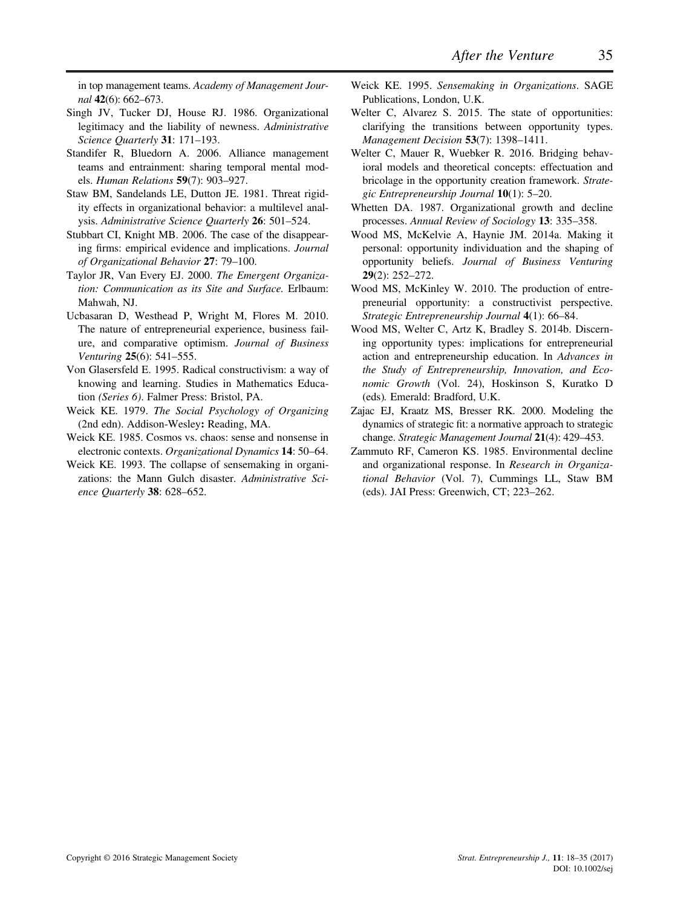in top management teams. *Academy of Management Journal* **42**(6): 662–673.

Singh JV, Tucker DJ, House RJ. 1986. Organizational legitimacy and the liability of newness. *Administrative Science Quarterly* **31**: 171–193.

Standifer R, Bluedorn A. 2006. Alliance management teams and entrainment: sharing temporal mental models. *Human Relations* **59**(7): 903–927.

Staw BM, Sandelands LE, Dutton JE. 1981. Threat rigidity effects in organizational behavior: a multilevel analysis. *Administrative Science Quarterly* **26**: 501–524.

Stubbart CI, Knight MB. 2006. The case of the disappearing firms: empirical evidence and implications. *Journal of Organizational Behavior* **27**: 79–100.

Taylor JR, Van Every EJ. 2000. *The Emergent Organization: Communication as its Site and Surface*. Erlbaum: Mahwah, NJ.

Ucbasaran D, Westhead P, Wright M, Flores M. 2010. The nature of entrepreneurial experience, business failure, and comparative optimism. *Journal of Business Venturing* **25**(6): 541–555.

Von Glasersfeld E. 1995. Radical constructivism: a way of knowing and learning. Studies in Mathematics Education *(Series 6)*. Falmer Press: Bristol, PA.

Weick KE. 1979. *The Social Psychology of Organizing* (2nd edn). Addison-Wesley**:** Reading, MA.

Weick KE. 1985. Cosmos vs. chaos: sense and nonsense in electronic contexts. *Organizational Dynamics* **14**: 50–64.

Weick KE. 1993. The collapse of sensemaking in organizations: the Mann Gulch disaster. *Administrative Science Quarterly* **38**: 628–652.

Weick KE. 1995. *Sensemaking in Organizations*. SAGE Publications, London, U.K.

Welter C, Alvarez S. 2015. The state of opportunities: clarifying the transitions between opportunity types. *Management Decision* **53**(7): 1398–1411.

Welter C, Mauer R, Wuebker R. 2016. Bridging behavioral models and theoretical concepts: effectuation and bricolage in the opportunity creation framework. *Strategic Entrepreneurship Journal* **10**(1): 5–20.

Whetten DA. 1987. Organizational growth and decline processes. *Annual Review of Sociology* **13**: 335–358.

Wood MS, McKelvie A, Haynie JM. 2014a. Making it personal: opportunity individuation and the shaping of opportunity beliefs. *Journal of Business Venturing* **29**(2): 252–272.

Wood MS, McKinley W. 2010. The production of entrepreneurial opportunity: a constructivist perspective. *Strategic Entrepreneurship Journal* **4**(1): 66–84.

Wood MS, Welter C, Artz K, Bradley S. 2014b. Discerning opportunity types: implications for entrepreneurial action and entrepreneurship education. In *Advances in the Study of Entrepreneurship, Innovation, and Economic Growth* (Vol. 24), Hoskinson S, Kuratko D (eds)*.* Emerald: Bradford, U.K.

Zajac EJ, Kraatz MS, Bresser RK. 2000. Modeling the dynamics of strategic fit: a normative approach to strategic change. *Strategic Management Journal* **21**(4): 429–453.

Zammuto RF, Cameron KS. 1985. Environmental decline and organizational response. In *Research in Organizational Behavior* (Vol. 7), Cummings LL, Staw BM (eds). JAI Press: Greenwich, CT; 223–262.